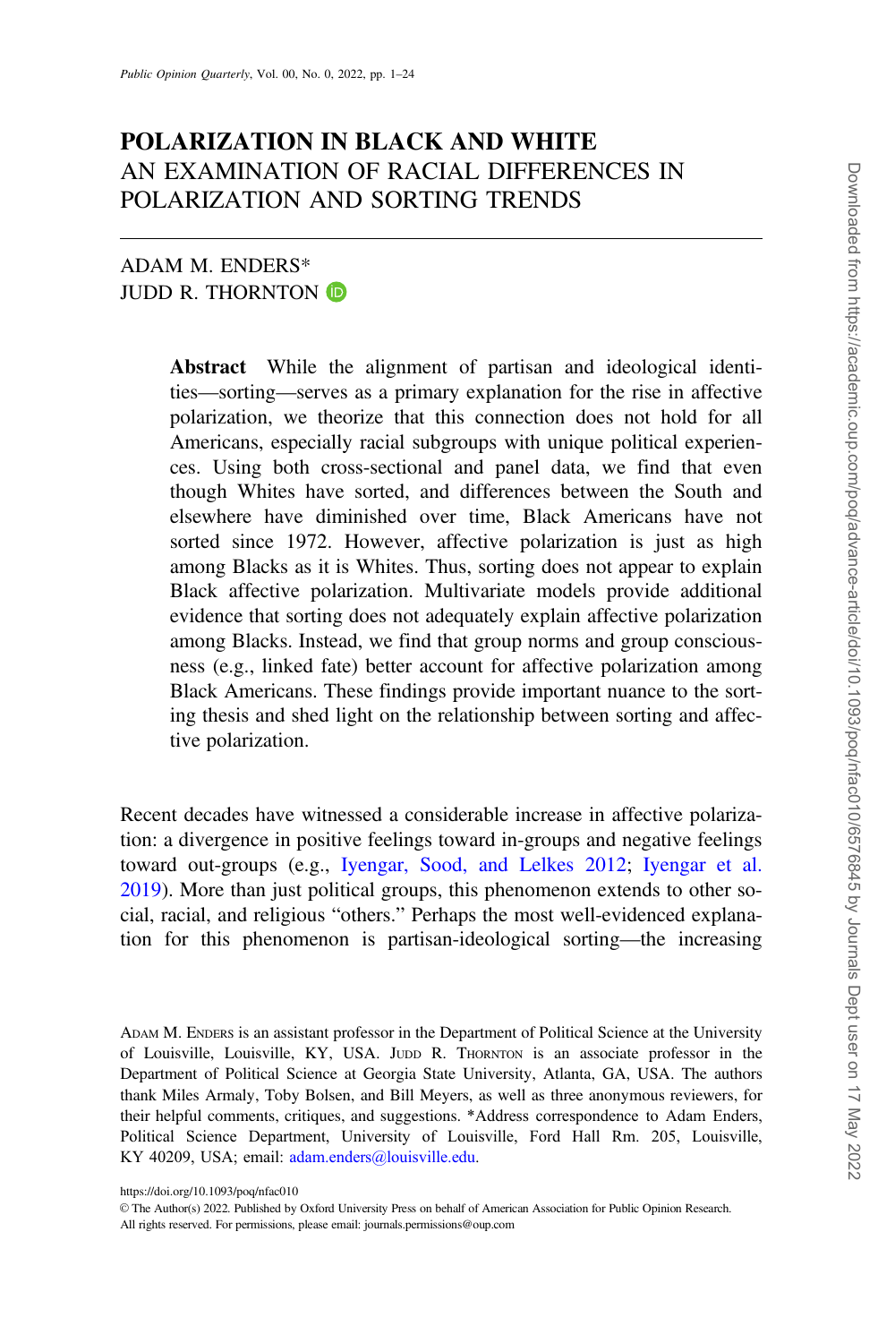# POLARIZATION IN BLACK AND WHITE

## AN EXAMINATION OF RACIAL DIFFERENCES IN POLARIZATION AND SORTING TRENDS

ADAM M. ENDERS*
JUDD R. THORNTON

> **Abstract** While the alignment of partisan and ideological identities—sorting—serves as a primary explanation for the rise in affective polarization, we theorize that this connection does not hold for all Americans, especially racial subgroups with unique political experiences. Using both cross-sectional and panel data, we find that even though Whites have sorted, and differences between the South and elsewhere have diminished over time, Black Americans have not sorted since 1972. However, affective polarization is just as high among Blacks as it is Whites. Thus, sorting does not appear to explain Black affective polarization. Multivariate models provide additional evidence that sorting does not adequately explain affective polarization among Blacks. Instead, we find that group norms and group consciousness (e.g., linked fate) better account for affective polarization among Black Americans. These findings provide important nuance to the sorting thesis and shed light on the relationship between sorting and affective polarization.

Recent decades have witnessed a considerable increase in affective polarization: a divergence in positive feelings toward in-groups and negative feelings toward out-groups (e.g., Iyengar, Sood, and Lelkes 2012; Iyengar et al. 2019). More than just political groups, this phenomenon extends to other social, racial, and religious "others." Perhaps the most well-evidenced explanation for this phenomenon is partisan-ideological sorting—the increasing

ADAM M. ENDERS is an assistant professor in the Department of Political Science at the University of Louisville, Louisville, KY, USA. JUDD R. THORNTON is an associate professor in the Department of Political Science at Georgia State University, Atlanta, GA, USA. The authors thank Miles Armaly, Toby Bolsen, and Bill Meyers, as well as three anonymous reviewers, for their helpful comments, critiques, and suggestions. *Address correspondence to Adam Enders, Political Science Department, University of Louisville, Ford Hall Rm. 205, Louisville, KY 40209, USA; email: adam.enders@louisville.edu.

https://doi.org/10.1093/poq/nfac010
© The Author(s) 2022. Published by Oxford University Press on behalf of American Association for Public Opinion Research. All rights reserved. For permissions, please email: journals.permissions@oup.com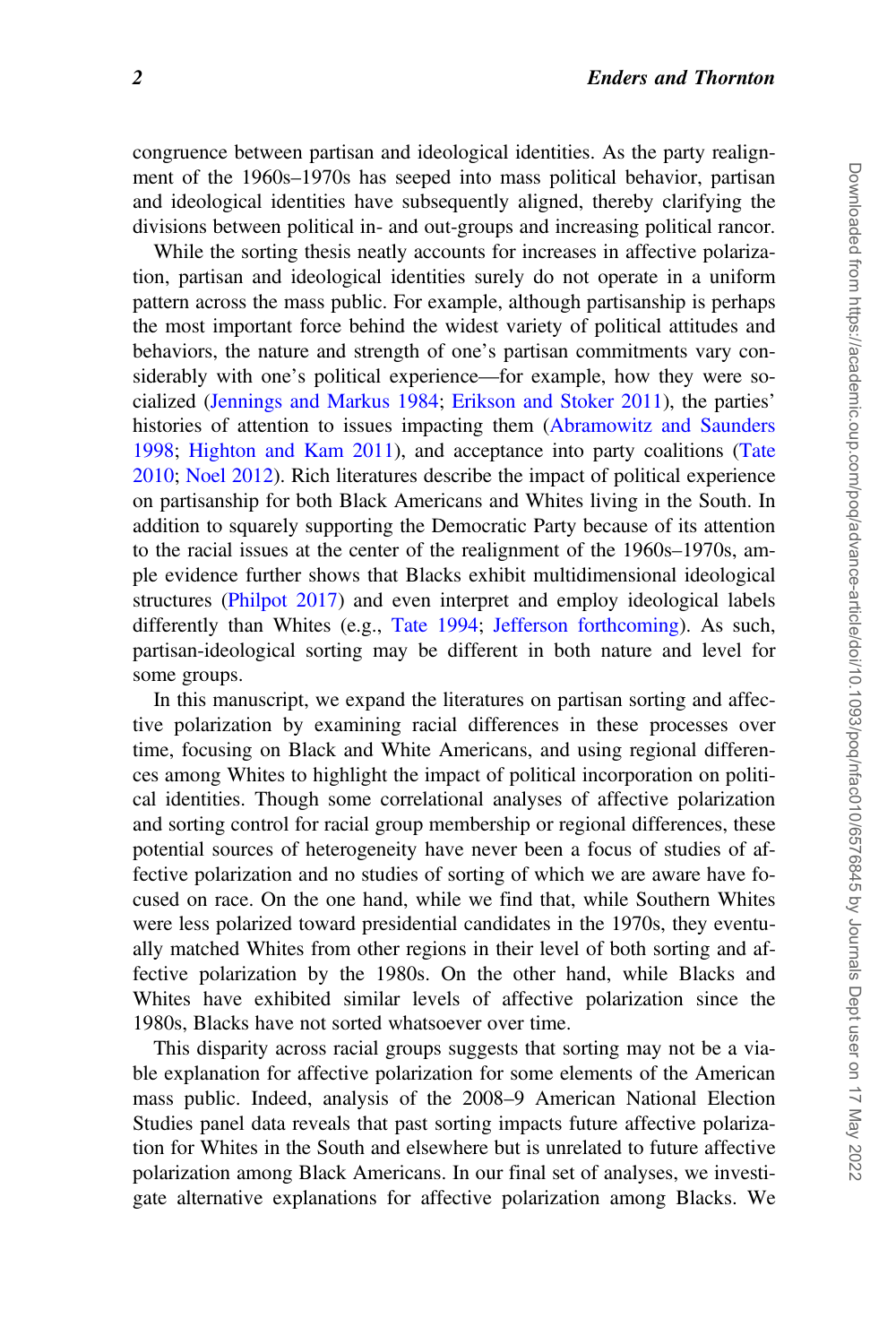congruence between partisan and ideological identities. As the party realignment of the 1960s–1970s has seeped into mass political behavior, partisan and ideological identities have subsequently aligned, thereby clarifying the divisions between political in- and out-groups and increasing political rancor.

While the sorting thesis neatly accounts for increases in affective polarization, partisan and ideological identities surely do not operate in a uniform pattern across the mass public. For example, although partisanship is perhaps the most important force behind the widest variety of political attitudes and behaviors, the nature and strength of one's partisan commitments vary considerably with one's political experience—for example, how they were socialized (Jennings and Markus 1984; Erikson and Stoker 2011), the parties' histories of attention to issues impacting them (Abramowitz and Saunders 1998; Highton and Kam 2011), and acceptance into party coalitions (Tate 2010; Noel 2012). Rich literatures describe the impact of political experience on partisanship for both Black Americans and Whites living in the South. In addition to squarely supporting the Democratic Party because of its attention to the racial issues at the center of the realignment of the 1960s–1970s, ample evidence further shows that Blacks exhibit multidimensional ideological structures (Philpot 2017) and even interpret and employ ideological labels differently than Whites (e.g., Tate 1994; Jefferson forthcoming). As such, partisan-ideological sorting may be different in both nature and level for some groups.

In this manuscript, we expand the literatures on partisan sorting and affective polarization by examining racial differences in these processes over time, focusing on Black and White Americans, and using regional differences among Whites to highlight the impact of political incorporation on political identities. Though some correlational analyses of affective polarization and sorting control for racial group membership or regional differences, these potential sources of heterogeneity have never been a focus of studies of affective polarization and no studies of sorting of which we are aware have focused on race. On the one hand, while we find that, while Southern Whites were less polarized toward presidential candidates in the 1970s, they eventually matched Whites from other regions in their level of both sorting and affective polarization by the 1980s. On the other hand, while Blacks and Whites have exhibited similar levels of affective polarization since the 1980s, Blacks have not sorted whatsoever over time.

This disparity across racial groups suggests that sorting may not be a viable explanation for affective polarization for some elements of the American mass public. Indeed, analysis of the 2008–9 American National Election Studies panel data reveals that past sorting impacts future affective polarization for Whites in the South and elsewhere but is unrelated to future affective polarization among Black Americans. In our final set of analyses, we investigate alternative explanations for affective polarization among Blacks. We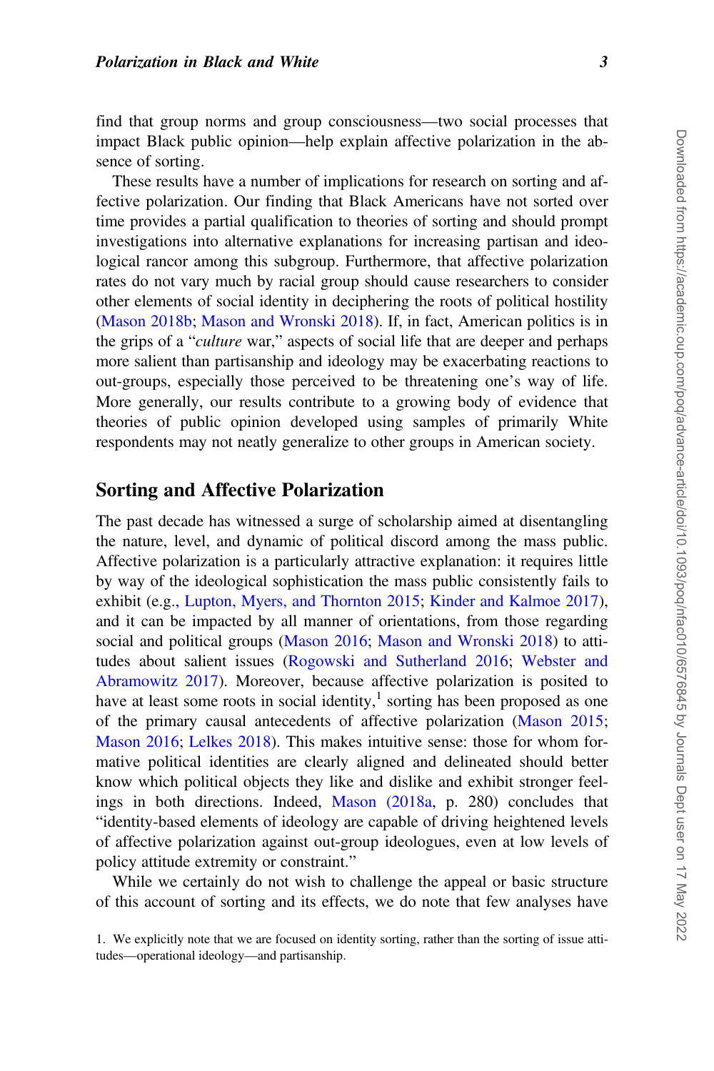find that group norms and group consciousness—two social processes that impact Black public opinion—help explain affective polarization in the absence of sorting.

These results have a number of implications for research on sorting and affective polarization. Our finding that Black Americans have not sorted over time provides a partial qualification to theories of sorting and should prompt investigations into alternative explanations for increasing partisan and ideological rancor among this subgroup. Furthermore, that affective polarization rates do not vary much by racial group should cause researchers to consider other elements of social identity in deciphering the roots of political hostility (Mason 2018b; Mason and Wronski 2018). If, in fact, American politics is in the grips of a "*culture* war," aspects of social life that are deeper and perhaps more salient than partisanship and ideology may be exacerbating reactions to out-groups, especially those perceived to be threatening one's way of life. More generally, our results contribute to a growing body of evidence that theories of public opinion developed using samples of primarily White respondents may not neatly generalize to other groups in American society.

## Sorting and Affective Polarization

The past decade has witnessed a surge of scholarship aimed at disentangling the nature, level, and dynamic of political discord among the mass public. Affective polarization is a particularly attractive explanation: it requires little by way of the ideological sophistication the mass public consistently fails to exhibit (e.g., Lupton, Myers, and Thornton 2015; Kinder and Kalmoe 2017), and it can be impacted by all manner of orientations, from those regarding social and political groups (Mason 2016; Mason and Wronski 2018) to attitudes about salient issues (Rogowski and Sutherland 2016; Webster and Abramowitz 2017). Moreover, because affective polarization is posited to have at least some roots in social identity,[1] sorting has been proposed as one of the primary causal antecedents of affective polarization (Mason 2015; Mason 2016; Lelkes 2018). This makes intuitive sense: those for whom formative political identities are clearly aligned and delineated should better know which political objects they like and dislike and exhibit stronger feelings in both directions. Indeed, Mason (2018a, p. 280) concludes that "identity-based elements of ideology are capable of driving heightened levels of affective polarization against out-group ideologues, even at low levels of policy attitude extremity or constraint."

While we certainly do not wish to challenge the appeal or basic structure of this account of sorting and its effects, we do note that few analyses have

1. We explicitly note that we are focused on identity sorting, rather than the sorting of issue attitudes—operational ideology—and partisanship.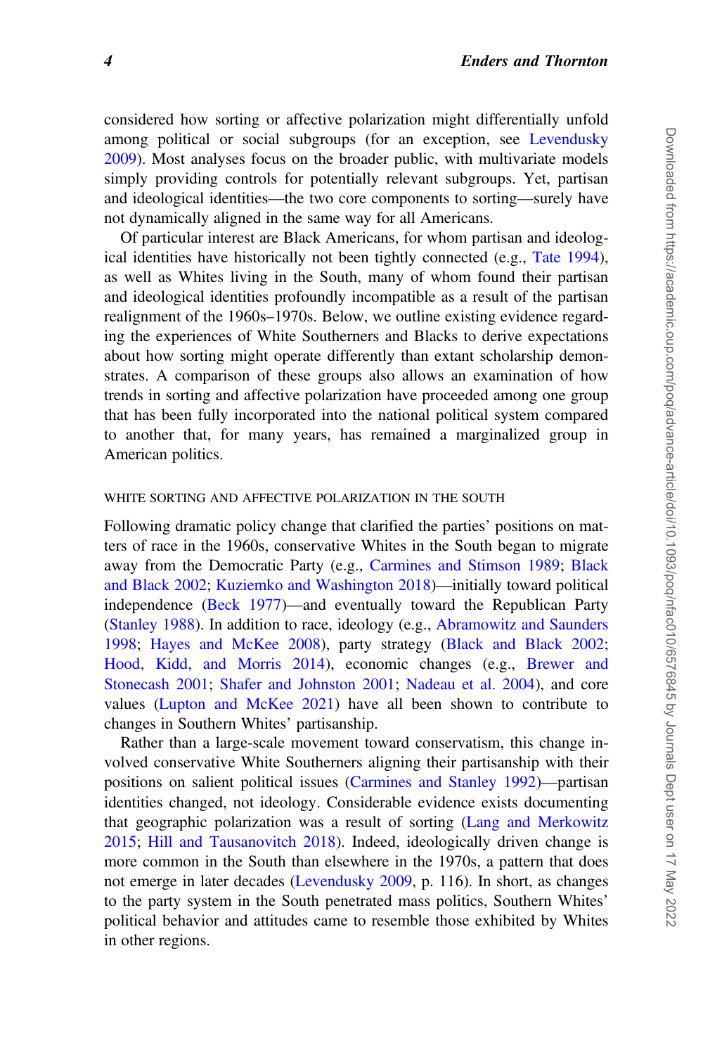considered how sorting or affective polarization might differentially unfold among political or social subgroups (for an exception, see Levendusky 2009). Most analyses focus on the broader public, with multivariate models simply providing controls for potentially relevant subgroups. Yet, partisan and ideological identities—the two core components to sorting—surely have not dynamically aligned in the same way for all Americans.

Of particular interest are Black Americans, for whom partisan and ideological identities have historically not been tightly connected (e.g., Tate 1994), as well as Whites living in the South, many of whom found their partisan and ideological identities profoundly incompatible as a result of the partisan realignment of the 1960s–1970s. Below, we outline existing evidence regarding the experiences of White Southerners and Blacks to derive expectations about how sorting might operate differently than extant scholarship demonstrates. A comparison of these groups also allows an examination of how trends in sorting and affective polarization have proceeded among one group that has been fully incorporated into the national political system compared to another that, for many years, has remained a marginalized group in American politics.

### WHITE SORTING AND AFFECTIVE POLARIZATION IN THE SOUTH

Following dramatic policy change that clarified the parties' positions on matters of race in the 1960s, conservative Whites in the South began to migrate away from the Democratic Party (e.g., Carmines and Stimson 1989; Black and Black 2002; Kuziemko and Washington 2018)—initially toward political independence (Beck 1977)—and eventually toward the Republican Party (Stanley 1988). In addition to race, ideology (e.g., Abramowitz and Saunders 1998; Hayes and McKee 2008), party strategy (Black and Black 2002; Hood, Kidd, and Morris 2014), economic changes (e.g., Brewer and Stonecash 2001; Shafer and Johnston 2001; Nadeau et al. 2004), and core values (Lupton and McKee 2021) have all been shown to contribute to changes in Southern Whites' partisanship.

Rather than a large-scale movement toward conservatism, this change involved conservative White Southerners aligning their partisanship with their positions on salient political issues (Carmines and Stanley 1992)—partisan identities changed, not ideology. Considerable evidence exists documenting that geographic polarization was a result of sorting (Lang and Merkowitz 2015; Hill and Tausanovitch 2018). Indeed, ideologically driven change is more common in the South than elsewhere in the 1970s, a pattern that does not emerge in later decades (Levendusky 2009, p. 116). In short, as changes to the party system in the South penetrated mass politics, Southern Whites' political behavior and attitudes came to resemble those exhibited by Whites in other regions.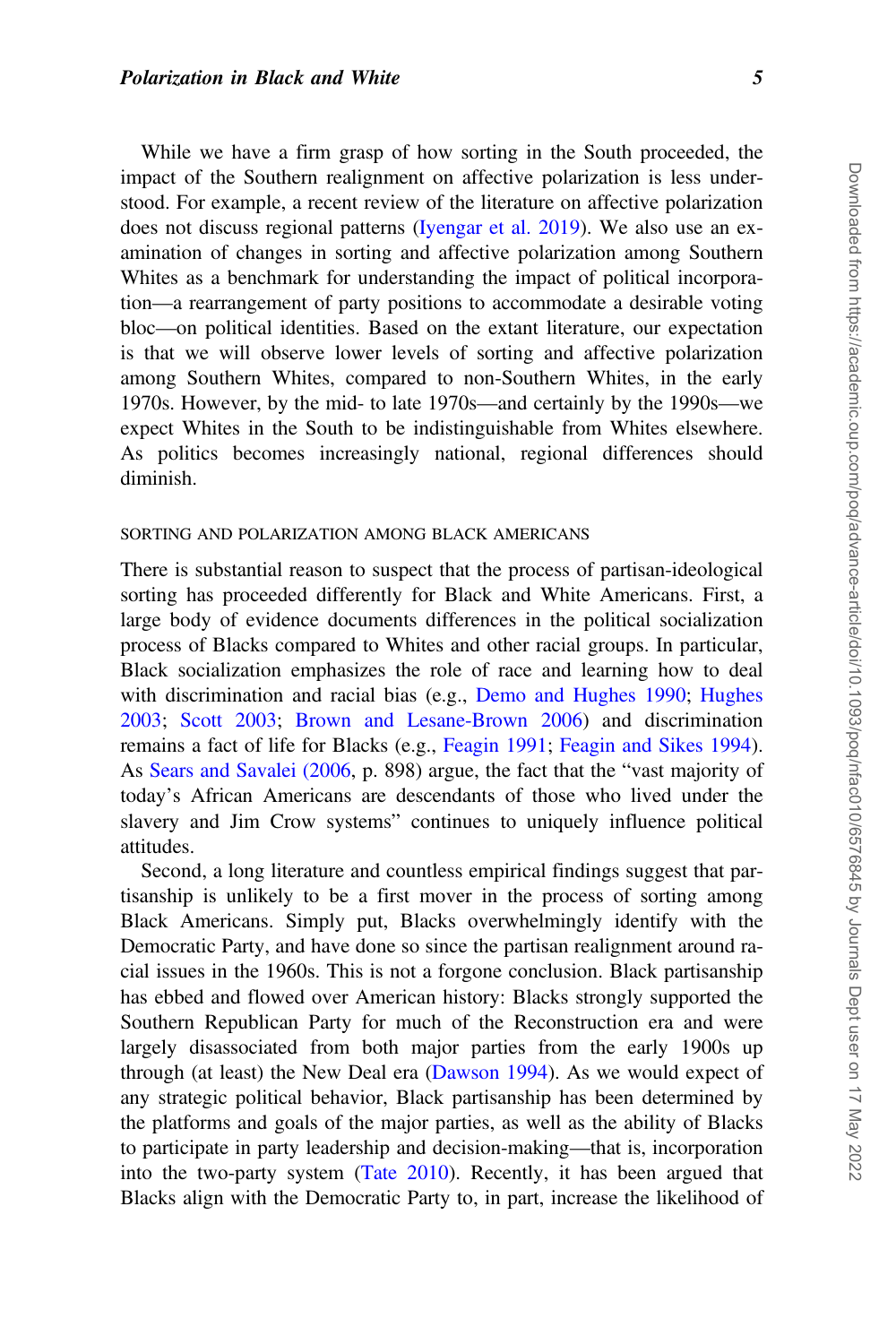While we have a firm grasp of how sorting in the South proceeded, the impact of the Southern realignment on affective polarization is less understood. For example, a recent review of the literature on affective polarization does not discuss regional patterns (Iyengar et al. 2019). We also use an examination of changes in sorting and affective polarization among Southern Whites as a benchmark for understanding the impact of political incorporation—a rearrangement of party positions to accommodate a desirable voting bloc—on political identities. Based on the extant literature, our expectation is that we will observe lower levels of sorting and affective polarization among Southern Whites, compared to non-Southern Whites, in the early 1970s. However, by the mid- to late 1970s—and certainly by the 1990s—we expect Whites in the South to be indistinguishable from Whites elsewhere. As politics becomes increasingly national, regional differences should diminish.

### SORTING AND POLARIZATION AMONG BLACK AMERICANS

There is substantial reason to suspect that the process of partisan-ideological sorting has proceeded differently for Black and White Americans. First, a large body of evidence documents differences in the political socialization process of Blacks compared to Whites and other racial groups. In particular, Black socialization emphasizes the role of race and learning how to deal with discrimination and racial bias (e.g., Demo and Hughes 1990; Hughes 2003; Scott 2003; Brown and Lesane-Brown 2006) and discrimination remains a fact of life for Blacks (e.g., Feagin 1991; Feagin and Sikes 1994). As Sears and Savalei (2006, p. 898) argue, the fact that the "vast majority of today's African Americans are descendants of those who lived under the slavery and Jim Crow systems" continues to uniquely influence political attitudes.

Second, a long literature and countless empirical findings suggest that partisanship is unlikely to be a first mover in the process of sorting among Black Americans. Simply put, Blacks overwhelmingly identify with the Democratic Party, and have done so since the partisan realignment around racial issues in the 1960s. This is not a forgone conclusion. Black partisanship has ebbed and flowed over American history: Blacks strongly supported the Southern Republican Party for much of the Reconstruction era and were largely disassociated from both major parties from the early 1900s up through (at least) the New Deal era (Dawson 1994). As we would expect of any strategic political behavior, Black partisanship has been determined by the platforms and goals of the major parties, as well as the ability of Blacks to participate in party leadership and decision-making—that is, incorporation into the two-party system (Tate 2010). Recently, it has been argued that Blacks align with the Democratic Party to, in part, increase the likelihood of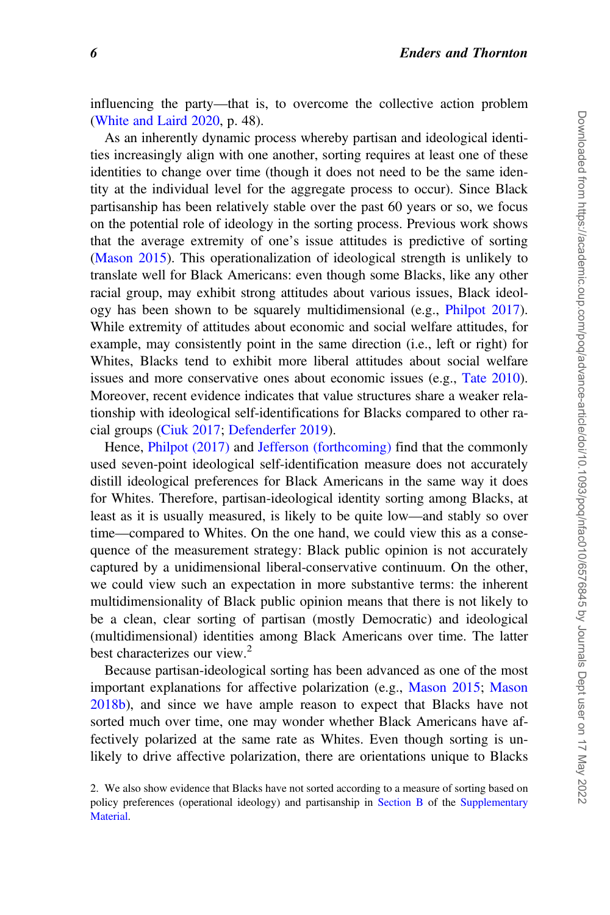influencing the party—that is, to overcome the collective action problem (White and Laird 2020, p. 48).

As an inherently dynamic process whereby partisan and ideological identities increasingly align with one another, sorting requires at least one of these identities to change over time (though it does not need to be the same identity at the individual level for the aggregate process to occur). Since Black partisanship has been relatively stable over the past 60 years or so, we focus on the potential role of ideology in the sorting process. Previous work shows that the average extremity of one's issue attitudes is predictive of sorting (Mason 2015). This operationalization of ideological strength is unlikely to translate well for Black Americans: even though some Blacks, like any other racial group, may exhibit strong attitudes about various issues, Black ideology has been shown to be squarely multidimensional (e.g., Philpot 2017). While extremity of attitudes about economic and social welfare attitudes, for example, may consistently point in the same direction (i.e., left or right) for Whites, Blacks tend to exhibit more liberal attitudes about social welfare issues and more conservative ones about economic issues (e.g., Tate 2010). Moreover, recent evidence indicates that value structures share a weaker relationship with ideological self-identifications for Blacks compared to other racial groups (Ciuk 2017; Defenderfer 2019).

Hence, Philpot (2017) and Jefferson (forthcoming) find that the commonly used seven-point ideological self-identification measure does not accurately distill ideological preferences for Black Americans in the same way it does for Whites. Therefore, partisan-ideological identity sorting among Blacks, at least as it is usually measured, is likely to be quite low—and stably so over time—compared to Whites. On the one hand, we could view this as a consequence of the measurement strategy: Black public opinion is not accurately captured by a unidimensional liberal-conservative continuum. On the other, we could view such an expectation in more substantive terms: the inherent multidimensionality of Black public opinion means that there is not likely to be a clean, clear sorting of partisan (mostly Democratic) and ideological (multidimensional) identities among Black Americans over time. The latter best characterizes our view.[2]

Because partisan-ideological sorting has been advanced as one of the most important explanations for affective polarization (e.g., Mason 2015; Mason 2018b), and since we have ample reason to expect that Blacks have not sorted much over time, one may wonder whether Black Americans have affectively polarized at the same rate as Whites. Even though sorting is unlikely to drive affective polarization, there are orientations unique to Blacks

2. We also show evidence that Blacks have not sorted according to a measure of sorting based on policy preferences (operational ideology) and partisanship in Section B of the Supplementary Material.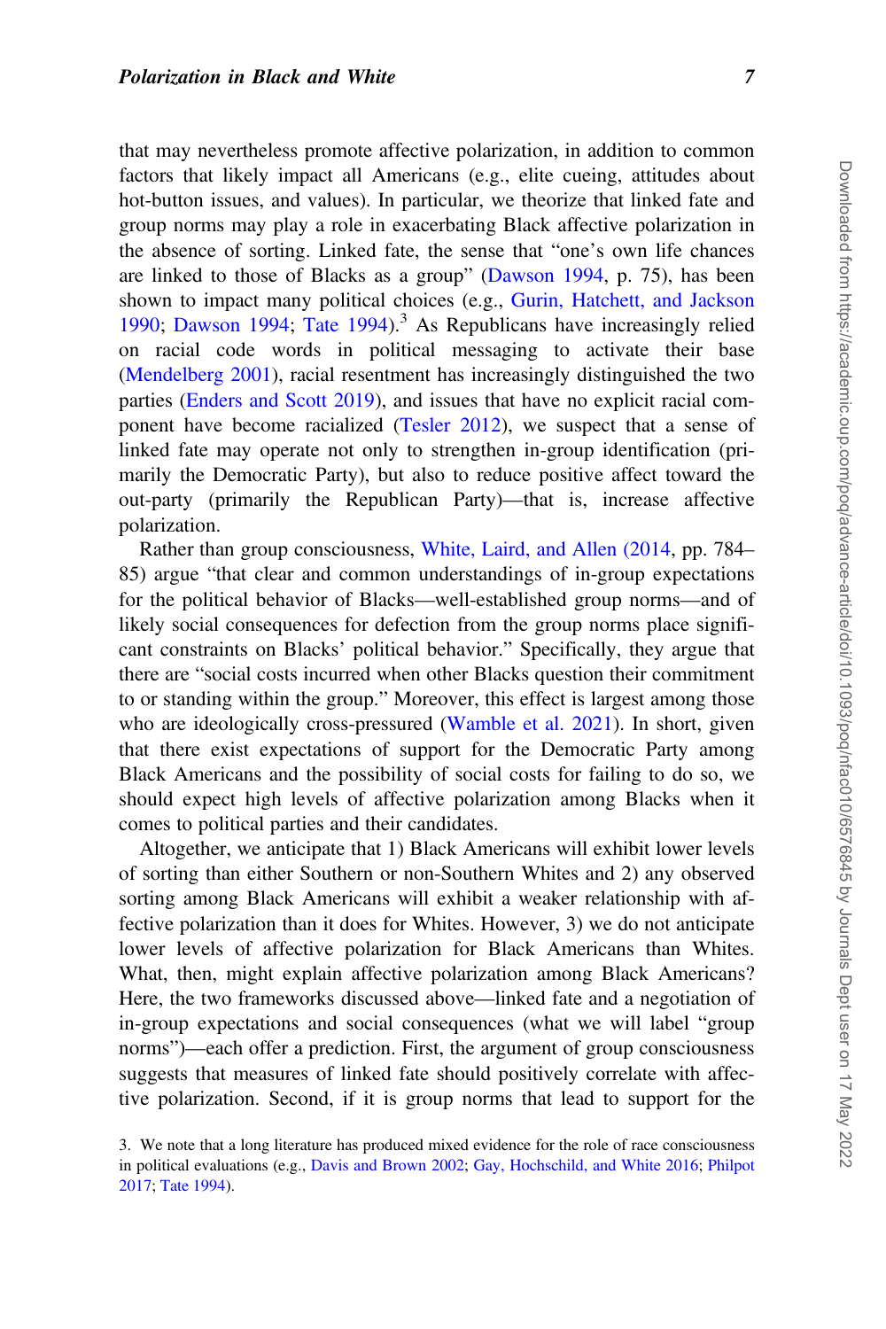that may nevertheless promote affective polarization, in addition to common factors that likely impact all Americans (e.g., elite cueing, attitudes about hot-button issues, and values). In particular, we theorize that linked fate and group norms may play a role in exacerbating Black affective polarization in the absence of sorting. Linked fate, the sense that "one's own life chances are linked to those of Blacks as a group" (Dawson 1994, p. 75), has been shown to impact many political choices (e.g., Gurin, Hatchett, and Jackson 1990; Dawson 1994; Tate 1994).[3] As Republicans have increasingly relied on racial code words in political messaging to activate their base (Mendelberg 2001), racial resentment has increasingly distinguished the two parties (Enders and Scott 2019), and issues that have no explicit racial component have become racialized (Tesler 2012), we suspect that a sense of linked fate may operate not only to strengthen in-group identification (primarily the Democratic Party), but also to reduce positive affect toward the out-party (primarily the Republican Party)—that is, increase affective polarization.

Rather than group consciousness, White, Laird, and Allen (2014, pp. 784–85) argue "that clear and common understandings of in-group expectations for the political behavior of Blacks—well-established group norms—and of likely social consequences for defection from the group norms place significant constraints on Blacks' political behavior." Specifically, they argue that there are "social costs incurred when other Blacks question their commitment to or standing within the group." Moreover, this effect is largest among those who are ideologically cross-pressured (Wamble et al. 2021). In short, given that there exist expectations of support for the Democratic Party among Black Americans and the possibility of social costs for failing to do so, we should expect high levels of affective polarization among Blacks when it comes to political parties and their candidates.

Altogether, we anticipate that 1) Black Americans will exhibit lower levels of sorting than either Southern or non-Southern Whites and 2) any observed sorting among Black Americans will exhibit a weaker relationship with affective polarization than it does for Whites. However, 3) we do not anticipate lower levels of affective polarization for Black Americans than Whites. What, then, might explain affective polarization among Black Americans? Here, the two frameworks discussed above—linked fate and a negotiation of in-group expectations and social consequences (what we will label "group norms")—each offer a prediction. First, the argument of group consciousness suggests that measures of linked fate should positively correlate with affective polarization. Second, if it is group norms that lead to support for the

3. We note that a long literature has produced mixed evidence for the role of race consciousness in political evaluations (e.g., Davis and Brown 2002; Gay, Hochschild, and White 2016; Philpot 2017; Tate 1994).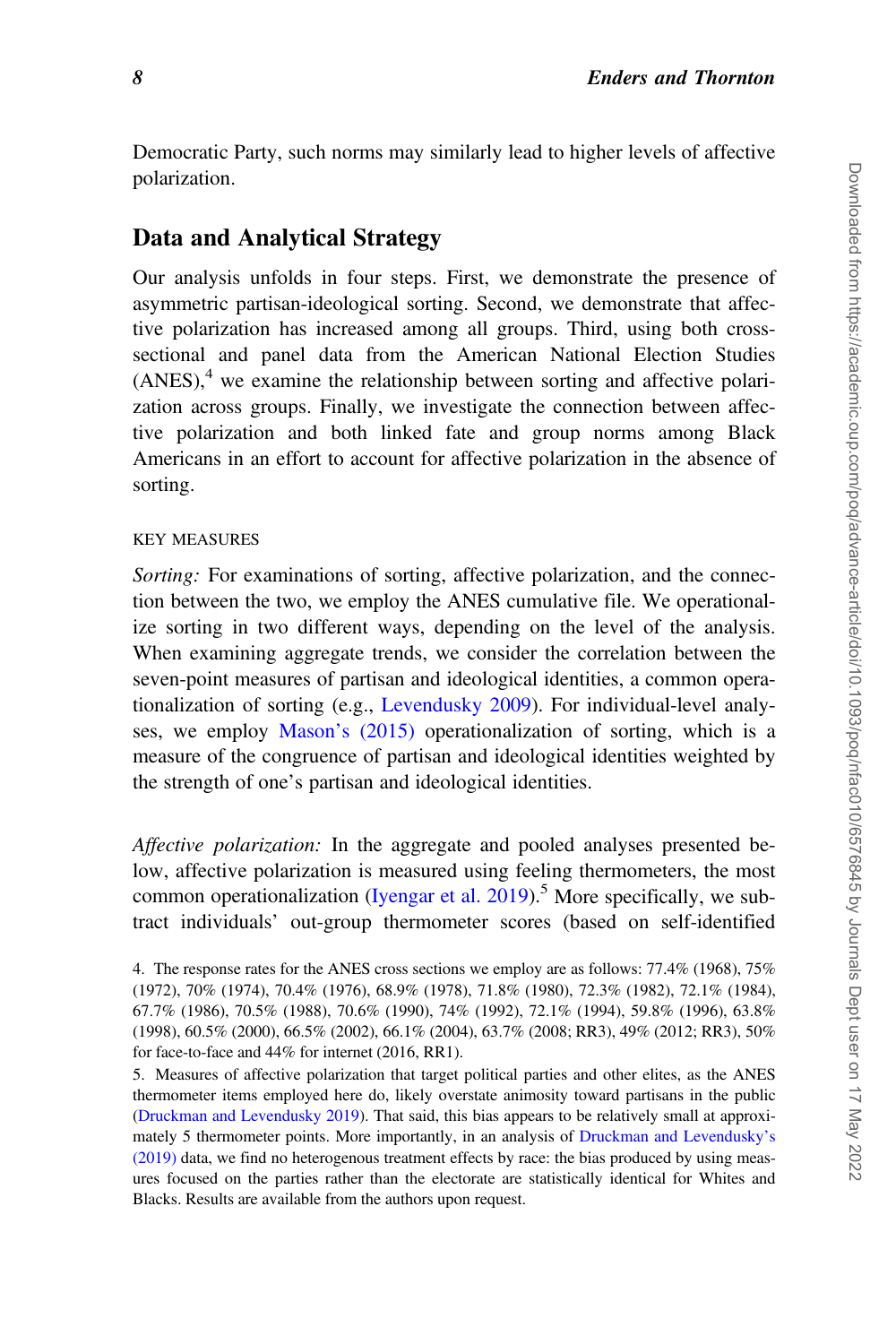Democratic Party, such norms may similarly lead to higher levels of affective polarization.

## Data and Analytical Strategy

Our analysis unfolds in four steps. First, we demonstrate the presence of asymmetric partisan-ideological sorting. Second, we demonstrate that affective polarization has increased among all groups. Third, using both cross-sectional and panel data from the American National Election Studies (ANES),[4] we examine the relationship between sorting and affective polarization across groups. Finally, we investigate the connection between affective polarization and both linked fate and group norms among Black Americans in an effort to account for affective polarization in the absence of sorting.

### KEY MEASURES

*Sorting:* For examinations of sorting, affective polarization, and the connection between the two, we employ the ANES cumulative file. We operationalize sorting in two different ways, depending on the level of the analysis. When examining aggregate trends, we consider the correlation between the seven-point measures of partisan and ideological identities, a common operationalization of sorting (e.g., Levendusky 2009). For individual-level analyses, we employ Mason's (2015) operationalization of sorting, which is a measure of the congruence of partisan and ideological identities weighted by the strength of one's partisan and ideological identities.

*Affective polarization:* In the aggregate and pooled analyses presented below, affective polarization is measured using feeling thermometers, the most common operationalization (Iyengar et al. 2019).[5] More specifically, we subtract individuals' out-group thermometer scores (based on self-identified

4. The response rates for the ANES cross sections we employ are as follows: 77.4% (1968), 75% (1972), 70% (1974), 70.4% (1976), 68.9% (1978), 71.8% (1980), 72.3% (1982), 72.1% (1984), 67.7% (1986), 70.5% (1988), 70.6% (1990), 74% (1992), 72.1% (1994), 59.8% (1996), 63.8% (1998), 60.5% (2000), 66.5% (2002), 66.1% (2004), 63.7% (2008; RR3), 49% (2012; RR3), 50% for face-to-face and 44% for internet (2016, RR1).

5. Measures of affective polarization that target political parties and other elites, as the ANES thermometer items employed here do, likely overstate animosity toward partisans in the public (Druckman and Levendusky 2019). That said, this bias appears to be relatively small at approximately 5 thermometer points. More importantly, in an analysis of Druckman and Levendusky's (2019) data, we find no heterogenous treatment effects by race: the bias produced by using measures focused on the parties rather than the electorate are statistically identical for Whites and Blacks. Results are available from the authors upon request.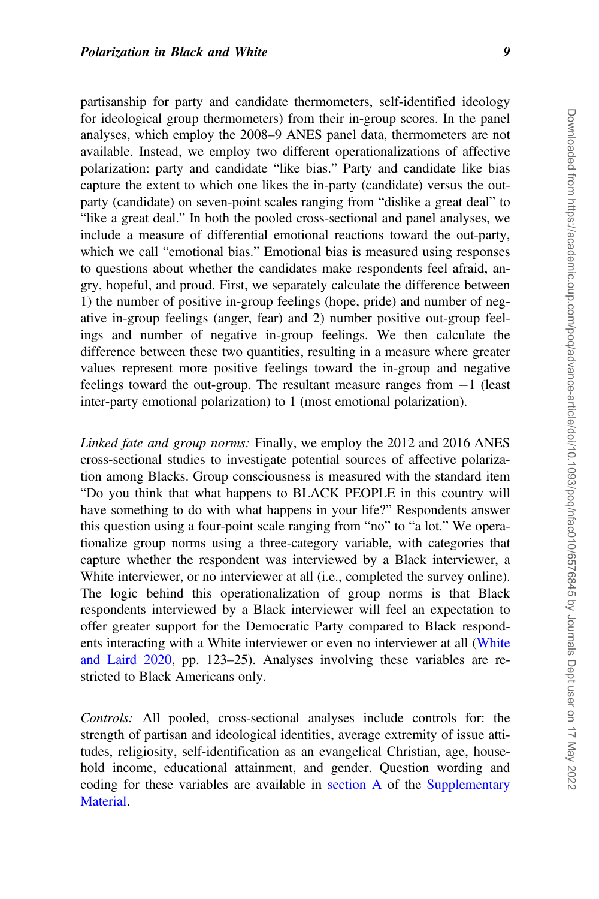partisanship for party and candidate thermometers, self-identified ideology for ideological group thermometers) from their in-group scores. In the panel analyses, which employ the 2008–9 ANES panel data, thermometers are not available. Instead, we employ two different operationalizations of affective polarization: party and candidate "like bias." Party and candidate like bias capture the extent to which one likes the in-party (candidate) versus the out-party (candidate) on seven-point scales ranging from "dislike a great deal" to "like a great deal." In both the pooled cross-sectional and panel analyses, we include a measure of differential emotional reactions toward the out-party, which we call "emotional bias." Emotional bias is measured using responses to questions about whether the candidates make respondents feel afraid, angry, hopeful, and proud. First, we separately calculate the difference between 1) the number of positive in-group feelings (hope, pride) and number of negative in-group feelings (anger, fear) and 2) number positive out-group feelings and number of negative in-group feelings. We then calculate the difference between these two quantities, resulting in a measure where greater values represent more positive feelings toward the in-group and negative feelings toward the out-group. The resultant measure ranges from −1 (least inter-party emotional polarization) to 1 (most emotional polarization).

*Linked fate and group norms:* Finally, we employ the 2012 and 2016 ANES cross-sectional studies to investigate potential sources of affective polarization among Blacks. Group consciousness is measured with the standard item "Do you think that what happens to BLACK PEOPLE in this country will have something to do with what happens in your life?" Respondents answer this question using a four-point scale ranging from "no" to "a lot." We operationalize group norms using a three-category variable, with categories that capture whether the respondent was interviewed by a Black interviewer, a White interviewer, or no interviewer at all (i.e., completed the survey online). The logic behind this operationalization of group norms is that Black respondents interviewed by a Black interviewer will feel an expectation to offer greater support for the Democratic Party compared to Black respondents interacting with a White interviewer or even no interviewer at all (White and Laird 2020, pp. 123–25). Analyses involving these variables are restricted to Black Americans only.

*Controls:* All pooled, cross-sectional analyses include controls for: the strength of partisan and ideological identities, average extremity of issue attitudes, religiosity, self-identification as an evangelical Christian, age, household income, educational attainment, and gender. Question wording and coding for these variables are available in section A of the Supplementary Material.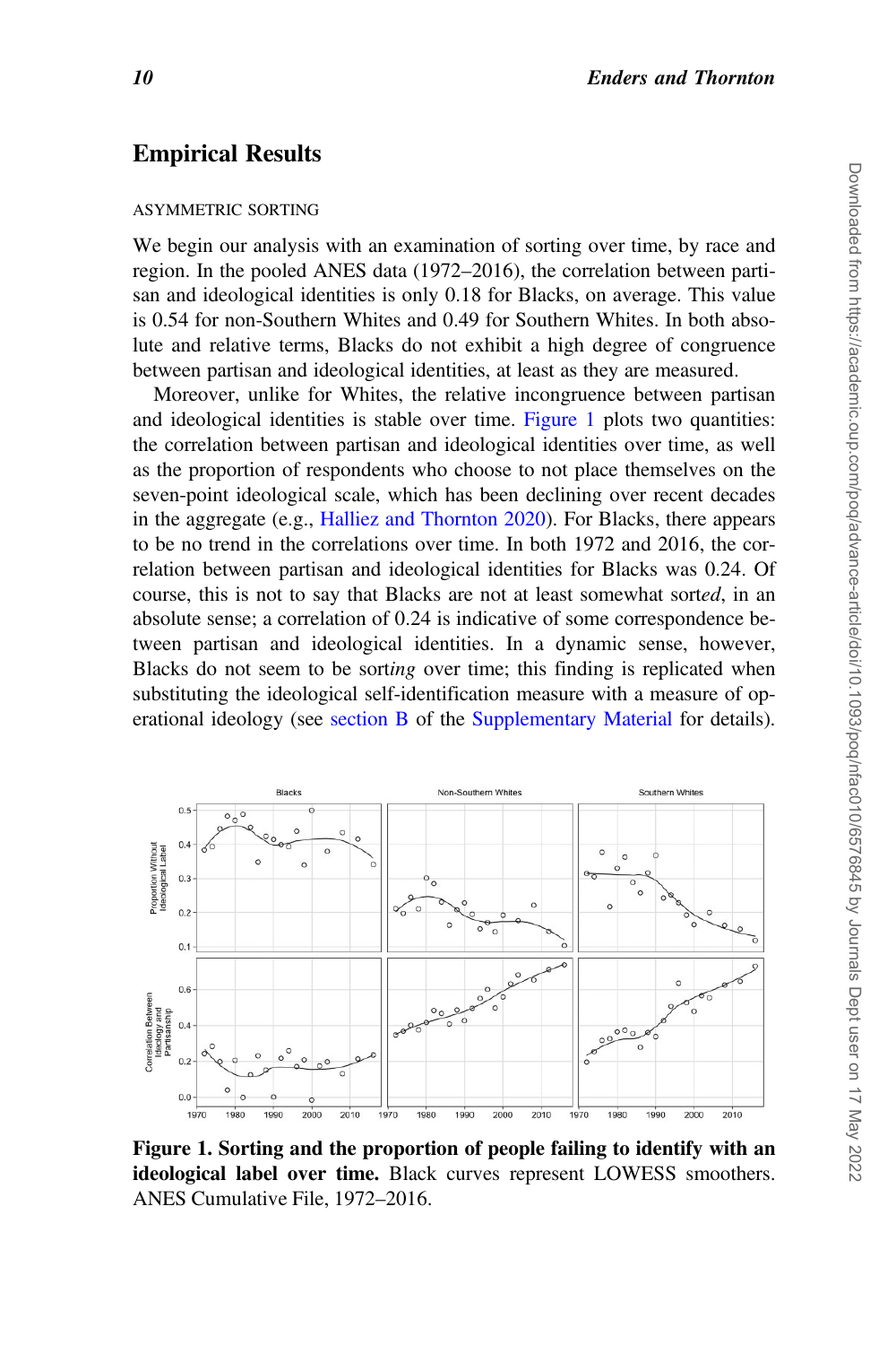## Empirical Results

ASYMMETRIC SORTING

We begin our analysis with an examination of sorting over time, by race and region. In the pooled ANES data (1972–2016), the correlation between partisan and ideological identities is only 0.18 for Blacks, on average. This value is 0.54 for non-Southern Whites and 0.49 for Southern Whites. In both absolute and relative terms, Blacks do not exhibit a high degree of congruence between partisan and ideological identities, at least as they are measured.

Moreover, unlike for Whites, the relative incongruence between partisan and ideological identities is stable over time. Figure 1 plots two quantities: the correlation between partisan and ideological identities over time, as well as the proportion of respondents who choose to not place themselves on the seven-point ideological scale, which has been declining over recent decades in the aggregate (e.g., Halliez and Thornton 2020). For Blacks, there appears to be no trend in the correlations over time. In both 1972 and 2016, the correlation between partisan and ideological identities for Blacks was 0.24. Of course, this is not to say that Blacks are not at least somewhat sort*ed*, in an absolute sense; a correlation of 0.24 is indicative of some correspondence between partisan and ideological identities. In a dynamic sense, however, Blacks do not seem to be sort*ing* over time; this finding is replicated when substituting the ideological self-identification measure with a measure of operational ideology (see section B of the Supplementary Material for details).

**Figure 1. Sorting and the proportion of people failing to identify with an ideological label over time.** Black curves represent LOWESS smoothers. ANES Cumulative File, 1972–2016.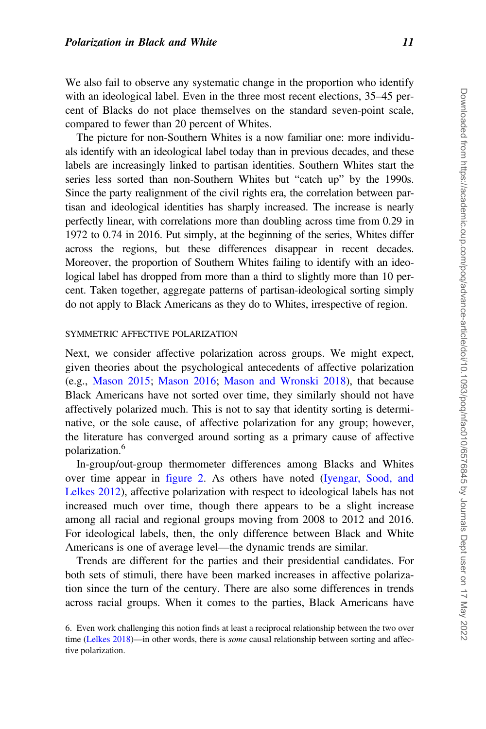We also fail to observe any systematic change in the proportion who identify with an ideological label. Even in the three most recent elections, 35–45 percent of Blacks do not place themselves on the standard seven-point scale, compared to fewer than 20 percent of Whites.

The picture for non-Southern Whites is a now familiar one: more individuals identify with an ideological label today than in previous decades, and these labels are increasingly linked to partisan identities. Southern Whites start the series less sorted than non-Southern Whites but "catch up" by the 1990s. Since the party realignment of the civil rights era, the correlation between partisan and ideological identities has sharply increased. The increase is nearly perfectly linear, with correlations more than doubling across time from 0.29 in 1972 to 0.74 in 2016. Put simply, at the beginning of the series, Whites differ across the regions, but these differences disappear in recent decades. Moreover, the proportion of Southern Whites failing to identify with an ideological label has dropped from more than a third to slightly more than 10 percent. Taken together, aggregate patterns of partisan-ideological sorting simply do not apply to Black Americans as they do to Whites, irrespective of region.

### SYMMETRIC AFFECTIVE POLARIZATION

Next, we consider affective polarization across groups. We might expect, given theories about the psychological antecedents of affective polarization (e.g., Mason 2015; Mason 2016; Mason and Wronski 2018), that because Black Americans have not sorted over time, they similarly should not have affectively polarized much. This is not to say that identity sorting is determinative, or the sole cause, of affective polarization for any group; however, the literature has converged around sorting as a primary cause of affective polarization.[6]

In-group/out-group thermometer differences among Blacks and Whites over time appear in figure 2. As others have noted (Iyengar, Sood, and Lelkes 2012), affective polarization with respect to ideological labels has not increased much over time, though there appears to be a slight increase among all racial and regional groups moving from 2008 to 2012 and 2016. For ideological labels, then, the only difference between Black and White Americans is one of average level—the dynamic trends are similar.

Trends are different for the parties and their presidential candidates. For both sets of stimuli, there have been marked increases in affective polarization since the turn of the century. There are also some differences in trends across racial groups. When it comes to the parties, Black Americans have

6. Even work challenging this notion finds at least a reciprocal relationship between the two over time (Lelkes 2018)—in other words, there is *some* causal relationship between sorting and affective polarization.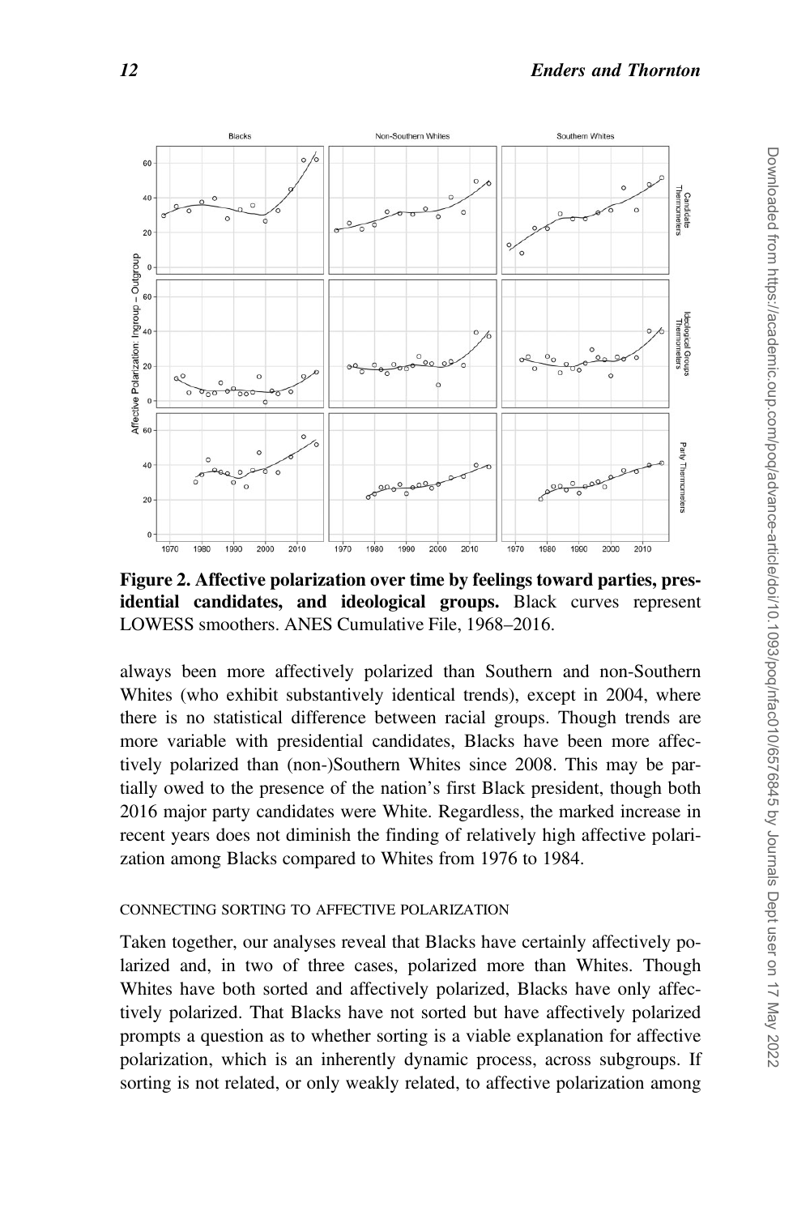**Figure 2. Affective polarization over time by feelings toward parties, presidential candidates, and ideological groups.** Black curves represent LOWESS smoothers. ANES Cumulative File, 1968–2016.

always been more affectively polarized than Southern and non-Southern Whites (who exhibit substantively identical trends), except in 2004, where there is no statistical difference between racial groups. Though trends are more variable with presidential candidates, Blacks have been more affectively polarized than (non-)Southern Whites since 2008. This may be partially owed to the presence of the nation's first Black president, though both 2016 major party candidates were White. Regardless, the marked increase in recent years does not diminish the finding of relatively high affective polarization among Blacks compared to Whites from 1976 to 1984.

### CONNECTING SORTING TO AFFECTIVE POLARIZATION

Taken together, our analyses reveal that Blacks have certainly affectively polarized and, in two of three cases, polarized more than Whites. Though Whites have both sorted and affectively polarized, Blacks have only affectively polarized. That Blacks have not sorted but have affectively polarized prompts a question as to whether sorting is a viable explanation for affective polarization, which is an inherently dynamic process, across subgroups. If sorting is not related, or only weakly related, to affective polarization among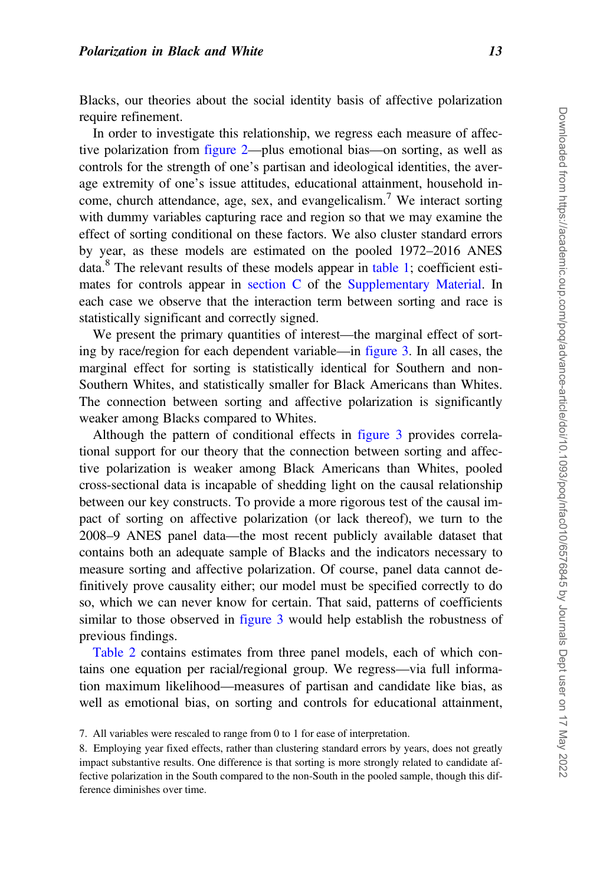Blacks, our theories about the social identity basis of affective polarization require refinement.

In order to investigate this relationship, we regress each measure of affective polarization from figure 2—plus emotional bias—on sorting, as well as controls for the strength of one's partisan and ideological identities, the average extremity of one's issue attitudes, educational attainment, household income, church attendance, age, sex, and evangelicalism.[7] We interact sorting with dummy variables capturing race and region so that we may examine the effect of sorting conditional on these factors. We also cluster standard errors by year, as these models are estimated on the pooled 1972–2016 ANES data.[8] The relevant results of these models appear in table 1; coefficient estimates for controls appear in section C of the Supplementary Material. In each case we observe that the interaction term between sorting and race is statistically significant and correctly signed.

We present the primary quantities of interest—the marginal effect of sorting by race/region for each dependent variable—in figure 3. In all cases, the marginal effect for sorting is statistically identical for Southern and non-Southern Whites, and statistically smaller for Black Americans than Whites. The connection between sorting and affective polarization is significantly weaker among Blacks compared to Whites.

Although the pattern of conditional effects in figure 3 provides correlational support for our theory that the connection between sorting and affective polarization is weaker among Black Americans than Whites, pooled cross-sectional data is incapable of shedding light on the causal relationship between our key constructs. To provide a more rigorous test of the causal impact of sorting on affective polarization (or lack thereof), we turn to the 2008–9 ANES panel data—the most recent publicly available dataset that contains both an adequate sample of Blacks and the indicators necessary to measure sorting and affective polarization. Of course, panel data cannot definitively prove causality either; our model must be specified correctly to do so, which we can never know for certain. That said, patterns of coefficients similar to those observed in figure 3 would help establish the robustness of previous findings.

Table 2 contains estimates from three panel models, each of which contains one equation per racial/regional group. We regress—via full information maximum likelihood—measures of partisan and candidate like bias, as well as emotional bias, on sorting and controls for educational attainment,

7. All variables were rescaled to range from 0 to 1 for ease of interpretation.

8. Employing year fixed effects, rather than clustering standard errors by years, does not greatly impact substantive results. One difference is that sorting is more strongly related to candidate affective polarization in the South compared to the non-South in the pooled sample, though this difference diminishes over time.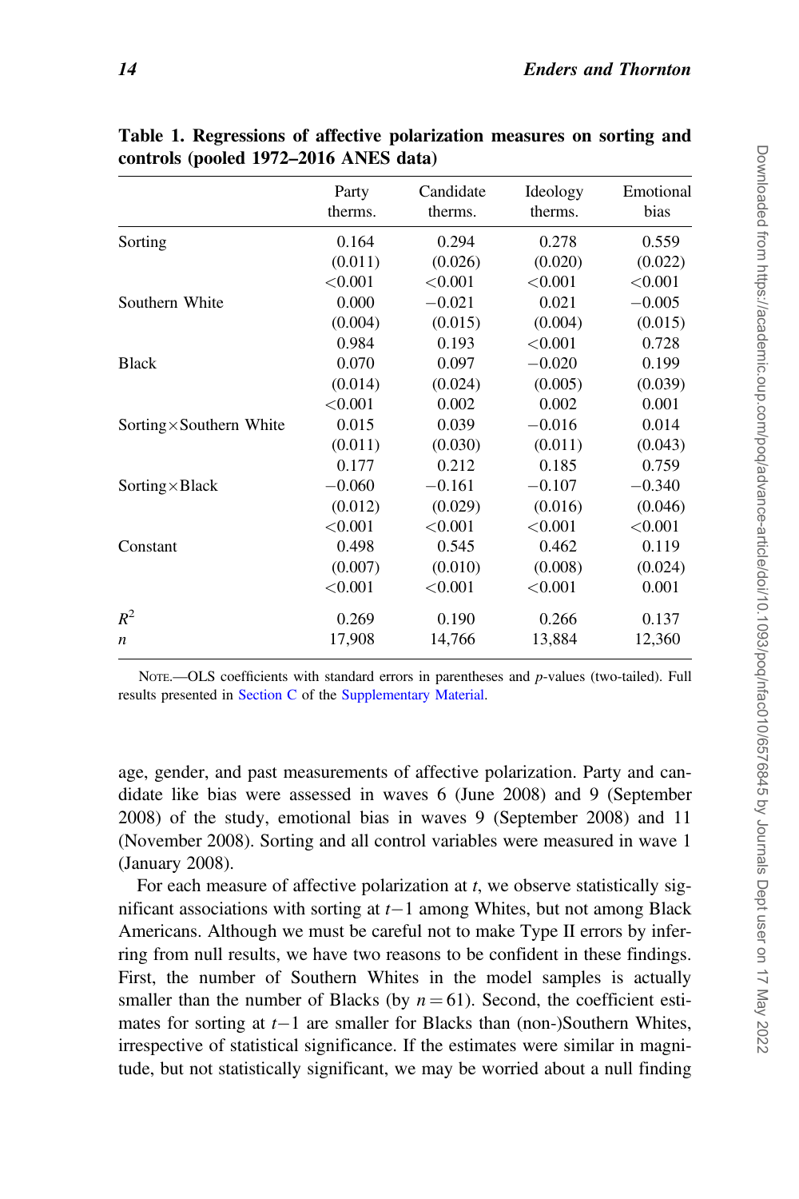**Table 1. Regressions of affective polarization measures on sorting and controls (pooled 1972–2016 ANES data)**

| | Party therms. | Candidate therms. | Ideology therms. | Emotional bias |
|---|---|---|---|---|
| Sorting | 0.164 | 0.294 | 0.278 | 0.559 |
| | (0.011) | (0.026) | (0.020) | (0.022) |
| | <0.001 | <0.001 | <0.001 | <0.001 |
| Southern White | 0.000 | −0.021 | 0.021 | −0.005 |
| | (0.004) | (0.015) | (0.004) | (0.015) |
| | 0.984 | 0.193 | <0.001 | 0.728 |
| Black | 0.070 | 0.097 | −0.020 | 0.199 |
| | (0.014) | (0.024) | (0.005) | (0.039) |
| | <0.001 | 0.002 | 0.002 | 0.001 |
| Sorting×Southern White | 0.015 | 0.039 | −0.016 | 0.014 |
| | (0.011) | (0.030) | (0.011) | (0.043) |
| | 0.177 | 0.212 | 0.185 | 0.759 |
| Sorting×Black | −0.060 | −0.161 | −0.107 | −0.340 |
| | (0.012) | (0.029) | (0.016) | (0.046) |
| | <0.001 | <0.001 | <0.001 | <0.001 |
| Constant | 0.498 | 0.545 | 0.462 | 0.119 |
| | (0.007) | (0.010) | (0.008) | (0.024) |
| | <0.001 | <0.001 | <0.001 | 0.001 |
| $R^2$ | 0.269 | 0.190 | 0.266 | 0.137 |
| $n$ | 17,908 | 14,766 | 13,884 | 12,360 |

NOTE.—OLS coefficients with standard errors in parentheses and $p$-values (two-tailed). Full results presented in Section C of the Supplementary Material.

age, gender, and past measurements of affective polarization. Party and candidate like bias were assessed in waves 6 (June 2008) and 9 (September 2008) of the study, emotional bias in waves 9 (September 2008) and 11 (November 2008). Sorting and all control variables were measured in wave 1 (January 2008).

For each measure of affective polarization at $t$, we observe statistically significant associations with sorting at $t-1$ among Whites, but not among Black Americans. Although we must be careful not to make Type II errors by inferring from null results, we have two reasons to be confident in these findings. First, the number of Southern Whites in the model samples is actually smaller than the number of Blacks (by $n = 61$). Second, the coefficient estimates for sorting at $t-1$ are smaller for Blacks than (non-)Southern Whites, irrespective of statistical significance. If the estimates were similar in magnitude, but not statistically significant, we may be worried about a null finding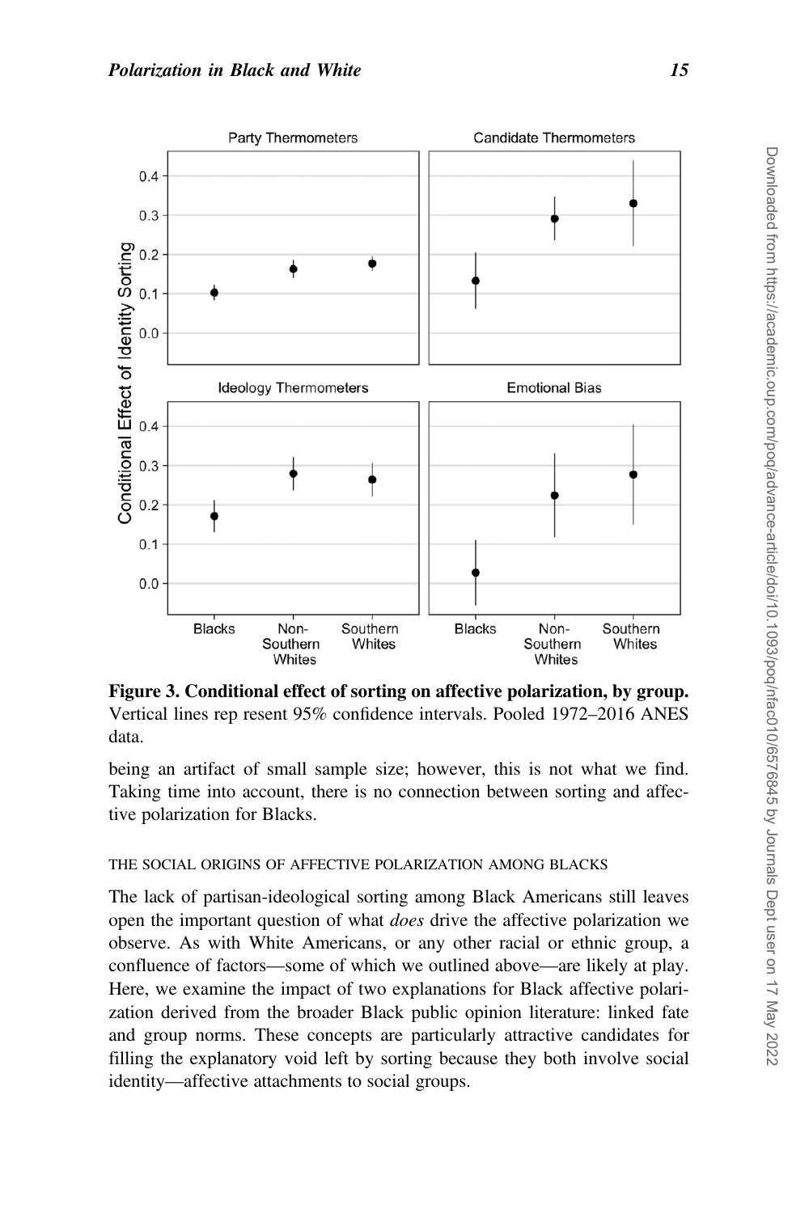**Figure 3. Conditional effect of sorting on affective polarization, by group.** Vertical lines rep resent 95% confidence intervals. Pooled 1972–2016 ANES data.

being an artifact of small sample size; however, this is not what we find. Taking time into account, there is no connection between sorting and affective polarization for Blacks.

### THE SOCIAL ORIGINS OF AFFECTIVE POLARIZATION AMONG BLACKS

The lack of partisan-ideological sorting among Black Americans still leaves open the important question of what *does* drive the affective polarization we observe. As with White Americans, or any other racial or ethnic group, a confluence of factors—some of which we outlined above—are likely at play. Here, we examine the impact of two explanations for Black affective polarization derived from the broader Black public opinion literature: linked fate and group norms. These concepts are particularly attractive candidates for filling the explanatory void left by sorting because they both involve social identity—affective attachments to social groups.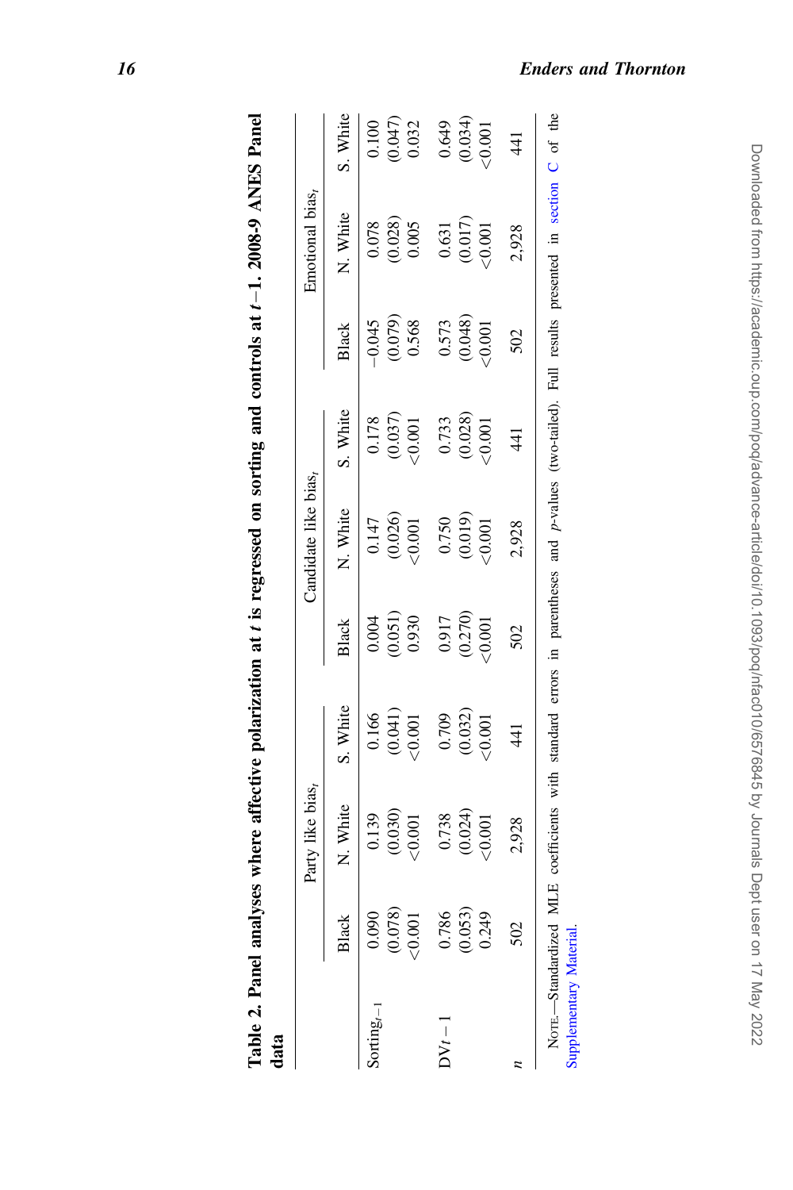**Table 2. Panel analyses where affective polarization at $t$ is regressed on sorting and controls at $t-1$. 2008-9 ANES Panel data**

| | Party like bias$_t$ | | | Candidate like bias$_t$ | | | Emotional bias$_t$ | | |
|---|---|---|---|---|---|---|---|---|---|
| | Black | N. White | S. White | Black | N. White | S. White | Black | N. White | S. White |
| Sorting$_{t-1}$ | 0.090 | 0.139 | 0.166 | 0.004 | 0.147 | 0.178 | −0.045 | 0.078 | 0.100 |
| | (0.078) | (0.030) | (0.041) | (0.051) | (0.026) | (0.037) | (0.079) | (0.028) | (0.047) |
| | <0.001 | <0.001 | <0.001 | 0.930 | <0.001 | <0.001 | 0.568 | 0.005 | 0.032 |
| DV$t-1$ | 0.786 | 0.738 | 0.709 | 0.917 | 0.750 | 0.733 | 0.573 | 0.631 | 0.649 |
| | (0.053) | (0.024) | (0.032) | (0.270) | (0.019) | (0.028) | (0.048) | (0.017) | (0.034) |
| | 0.249 | <0.001 | <0.001 | <0.001 | <0.001 | <0.001 | <0.001 | <0.001 | <0.001 |
| $n$ | 502 | 2,928 | 441 | 502 | 2,928 | 441 | 502 | 2,928 | 441 |

Note.—Standardized MLE coefficients with standard errors in parentheses and $p$-values (two-tailed). Full results presented in section C of the Supplementary Material.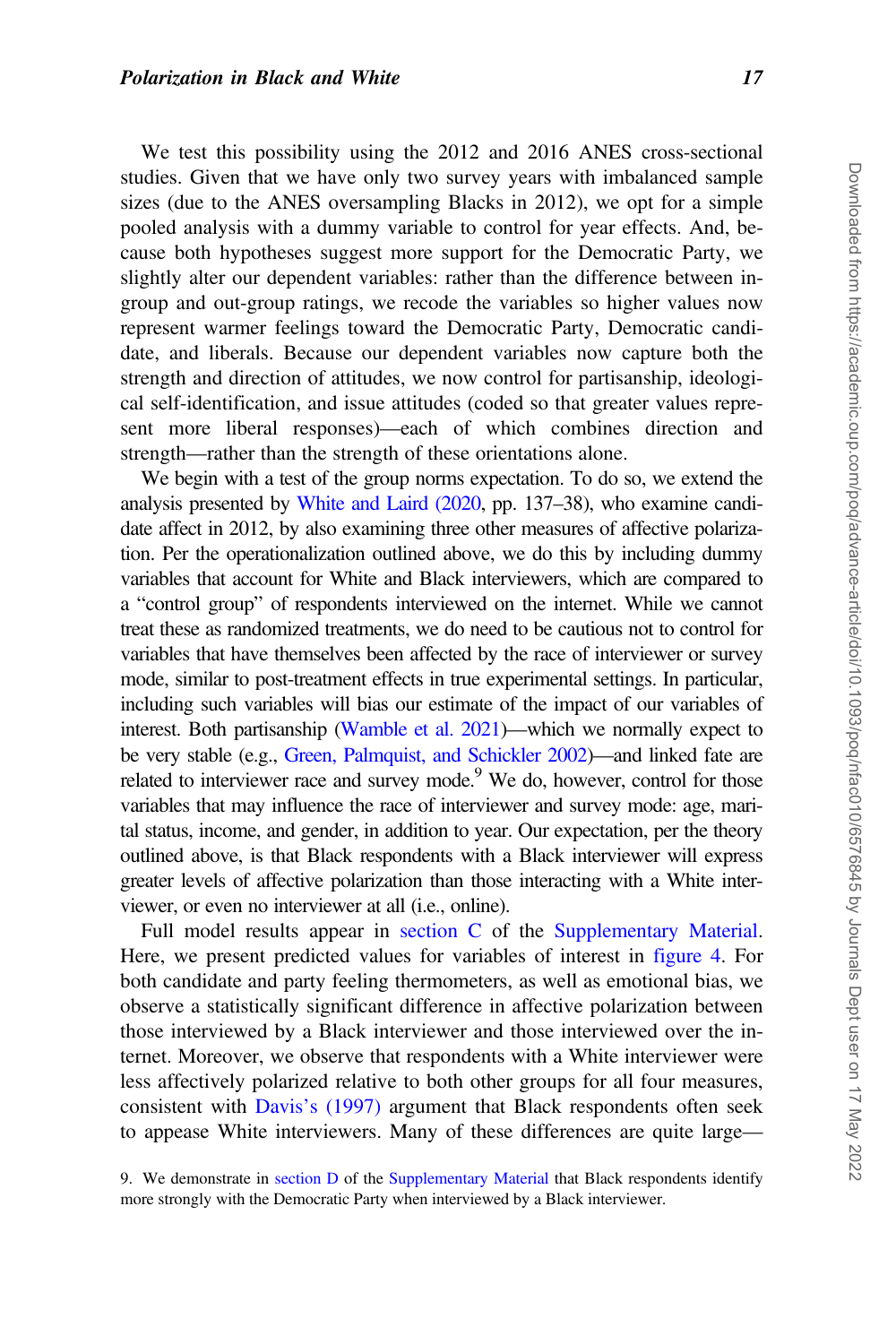We test this possibility using the 2012 and 2016 ANES cross-sectional studies. Given that we have only two survey years with imbalanced sample sizes (due to the ANES oversampling Blacks in 2012), we opt for a simple pooled analysis with a dummy variable to control for year effects. And, because both hypotheses suggest more support for the Democratic Party, we slightly alter our dependent variables: rather than the difference between in-group and out-group ratings, we recode the variables so higher values now represent warmer feelings toward the Democratic Party, Democratic candidate, and liberals. Because our dependent variables now capture both the strength and direction of attitudes, we now control for partisanship, ideological self-identification, and issue attitudes (coded so that greater values represent more liberal responses)—each of which combines direction and strength—rather than the strength of these orientations alone.

We begin with a test of the group norms expectation. To do so, we extend the analysis presented by White and Laird (2020, pp. 137–38), who examine candidate affect in 2012, by also examining three other measures of affective polarization. Per the operationalization outlined above, we do this by including dummy variables that account for White and Black interviewers, which are compared to a "control group" of respondents interviewed on the internet. While we cannot treat these as randomized treatments, we do need to be cautious not to control for variables that have themselves been affected by the race of interviewer or survey mode, similar to post-treatment effects in true experimental settings. In particular, including such variables will bias our estimate of the impact of our variables of interest. Both partisanship (Wamble et al. 2021)—which we normally expect to be very stable (e.g., Green, Palmquist, and Schickler 2002)—and linked fate are related to interviewer race and survey mode.[9] We do, however, control for those variables that may influence the race of interviewer and survey mode: age, marital status, income, and gender, in addition to year. Our expectation, per the theory outlined above, is that Black respondents with a Black interviewer will express greater levels of affective polarization than those interacting with a White interviewer, or even no interviewer at all (i.e., online).

Full model results appear in section C of the Supplementary Material. Here, we present predicted values for variables of interest in figure 4. For both candidate and party feeling thermometers, as well as emotional bias, we observe a statistically significant difference in affective polarization between those interviewed by a Black interviewer and those interviewed over the internet. Moreover, we observe that respondents with a White interviewer were less affectively polarized relative to both other groups for all four measures, consistent with Davis's (1997) argument that Black respondents often seek to appease White interviewers. Many of these differences are quite large—

9. We demonstrate in section D of the Supplementary Material that Black respondents identify more strongly with the Democratic Party when interviewed by a Black interviewer.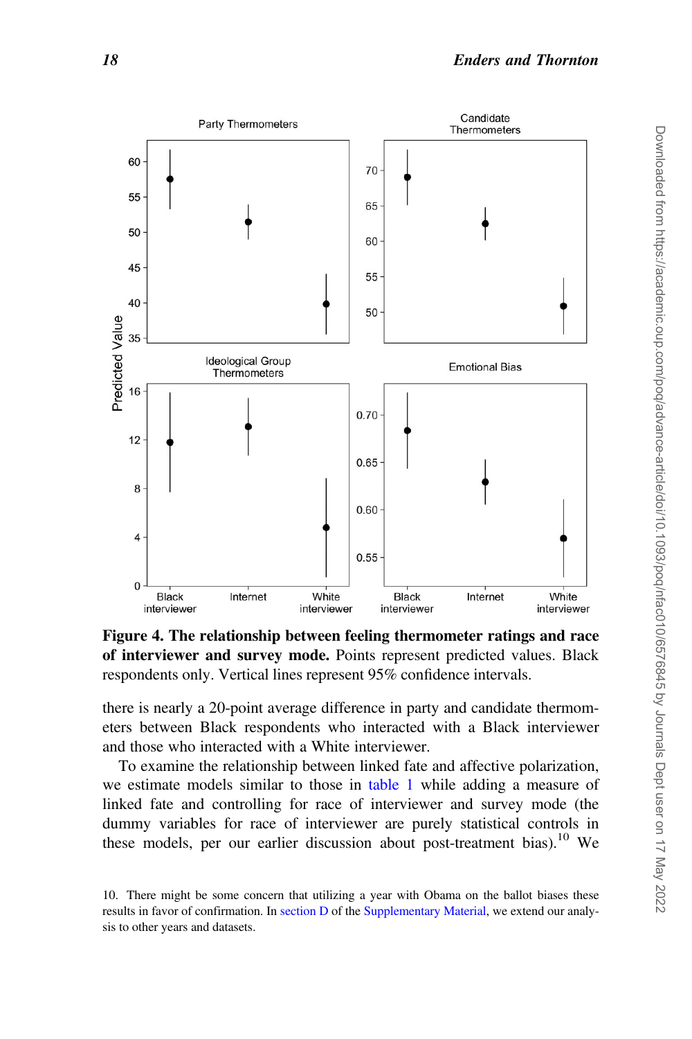**Figure 4. The relationship between feeling thermometer ratings and race of interviewer and survey mode.** Points represent predicted values. Black respondents only. Vertical lines represent 95% confidence intervals.

there is nearly a 20-point average difference in party and candidate thermometers between Black respondents who interacted with a Black interviewer and those who interacted with a White interviewer.

To examine the relationship between linked fate and affective polarization, we estimate models similar to those in table 1 while adding a measure of linked fate and controlling for race of interviewer and survey mode (the dummy variables for race of interviewer are purely statistical controls in these models, per our earlier discussion about post-treatment bias).[10] We

10. There might be some concern that utilizing a year with Obama on the ballot biases these results in favor of confirmation. In section D of the Supplementary Material, we extend our analysis to other years and datasets.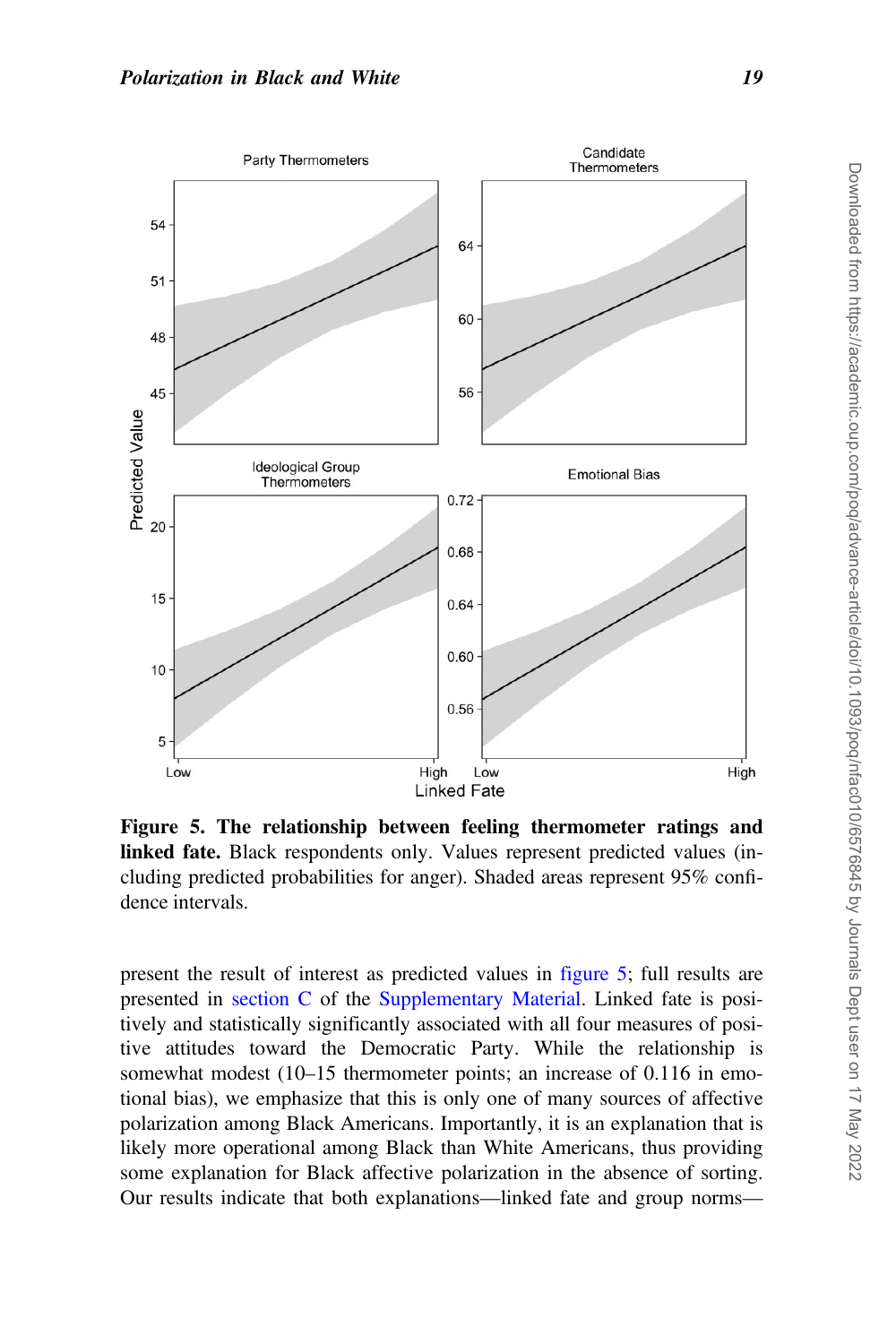**Figure 5. The relationship between feeling thermometer ratings and linked fate.** Black respondents only. Values represent predicted values (including predicted probabilities for anger). Shaded areas represent 95% confidence intervals.

present the result of interest as predicted values in figure 5; full results are presented in section C of the Supplementary Material. Linked fate is positively and statistically significantly associated with all four measures of positive attitudes toward the Democratic Party. While the relationship is somewhat modest (10–15 thermometer points; an increase of 0.116 in emotional bias), we emphasize that this is only one of many sources of affective polarization among Black Americans. Importantly, it is an explanation that is likely more operational among Black than White Americans, thus providing some explanation for Black affective polarization in the absence of sorting. Our results indicate that both explanations—linked fate and group norms—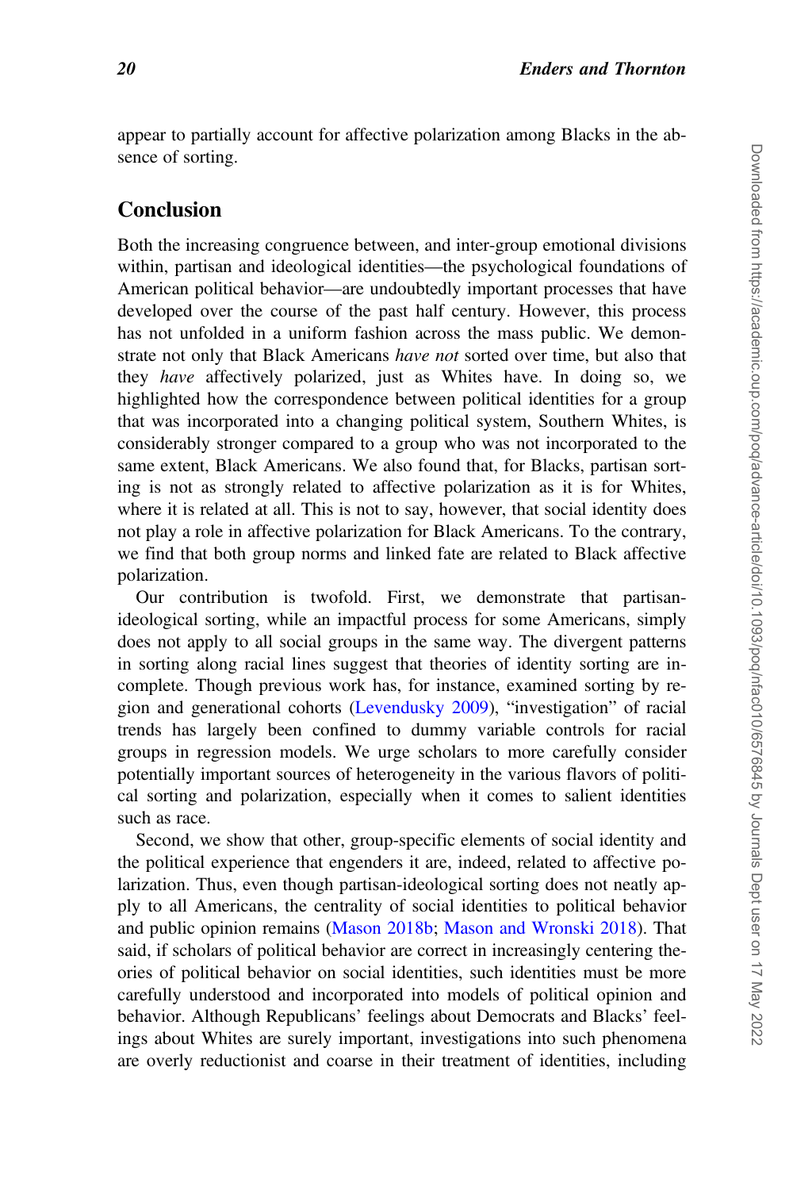appear to partially account for affective polarization among Blacks in the absence of sorting.

## Conclusion

Both the increasing congruence between, and inter-group emotional divisions within, partisan and ideological identities—the psychological foundations of American political behavior—are undoubtedly important processes that have developed over the course of the past half century. However, this process has not unfolded in a uniform fashion across the mass public. We demonstrate not only that Black Americans *have not* sorted over time, but also that they *have* affectively polarized, just as Whites have. In doing so, we highlighted how the correspondence between political identities for a group that was incorporated into a changing political system, Southern Whites, is considerably stronger compared to a group who was not incorporated to the same extent, Black Americans. We also found that, for Blacks, partisan sorting is not as strongly related to affective polarization as it is for Whites, where it is related at all. This is not to say, however, that social identity does not play a role in affective polarization for Black Americans. To the contrary, we find that both group norms and linked fate are related to Black affective polarization.

Our contribution is twofold. First, we demonstrate that partisan-ideological sorting, while an impactful process for some Americans, simply does not apply to all social groups in the same way. The divergent patterns in sorting along racial lines suggest that theories of identity sorting are incomplete. Though previous work has, for instance, examined sorting by region and generational cohorts (Levendusky 2009), "investigation" of racial trends has largely been confined to dummy variable controls for racial groups in regression models. We urge scholars to more carefully consider potentially important sources of heterogeneity in the various flavors of political sorting and polarization, especially when it comes to salient identities such as race.

Second, we show that other, group-specific elements of social identity and the political experience that engenders it are, indeed, related to affective polarization. Thus, even though partisan-ideological sorting does not neatly apply to all Americans, the centrality of social identities to political behavior and public opinion remains (Mason 2018b; Mason and Wronski 2018). That said, if scholars of political behavior are correct in increasingly centering theories of political behavior on social identities, such identities must be more carefully understood and incorporated into models of political opinion and behavior. Although Republicans' feelings about Democrats and Blacks' feelings about Whites are surely important, investigations into such phenomena are overly reductionist and coarse in their treatment of identities, including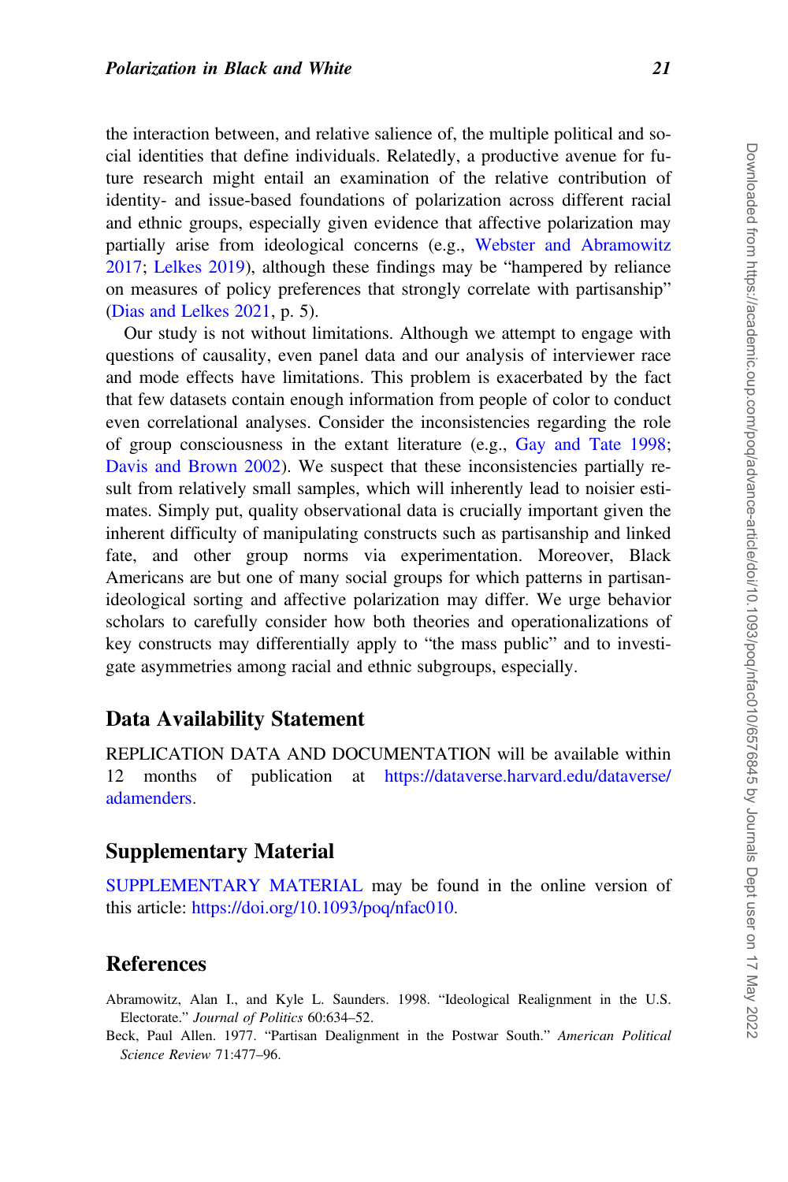the interaction between, and relative salience of, the multiple political and social identities that define individuals. Relatedly, a productive avenue for future research might entail an examination of the relative contribution of identity- and issue-based foundations of polarization across different racial and ethnic groups, especially given evidence that affective polarization may partially arise from ideological concerns (e.g., Webster and Abramowitz 2017; Lelkes 2019), although these findings may be "hampered by reliance on measures of policy preferences that strongly correlate with partisanship" (Dias and Lelkes 2021, p. 5).

Our study is not without limitations. Although we attempt to engage with questions of causality, even panel data and our analysis of interviewer race and mode effects have limitations. This problem is exacerbated by the fact that few datasets contain enough information from people of color to conduct even correlational analyses. Consider the inconsistencies regarding the role of group consciousness in the extant literature (e.g., Gay and Tate 1998; Davis and Brown 2002). We suspect that these inconsistencies partially result from relatively small samples, which will inherently lead to noisier estimates. Simply put, quality observational data is crucially important given the inherent difficulty of manipulating constructs such as partisanship and linked fate, and other group norms via experimentation. Moreover, Black Americans are but one of many social groups for which patterns in partisan-ideological sorting and affective polarization may differ. We urge behavior scholars to carefully consider how both theories and operationalizations of key constructs may differentially apply to "the mass public" and to investigate asymmetries among racial and ethnic subgroups, especially.

## Data Availability Statement

REPLICATION DATA AND DOCUMENTATION will be available within 12 months of publication at https://dataverse.harvard.edu/dataverse/adamenders.

## Supplementary Material

SUPPLEMENTARY MATERIAL may be found in the online version of this article: https://doi.org/10.1093/poq/nfac010.

## References

Abramowitz, Alan I., and Kyle L. Saunders. 1998. "Ideological Realignment in the U.S. Electorate." *Journal of Politics* 60:634–52.

Beck, Paul Allen. 1977. "Partisan Dealignment in the Postwar South." *American Political Science Review* 71:477–96.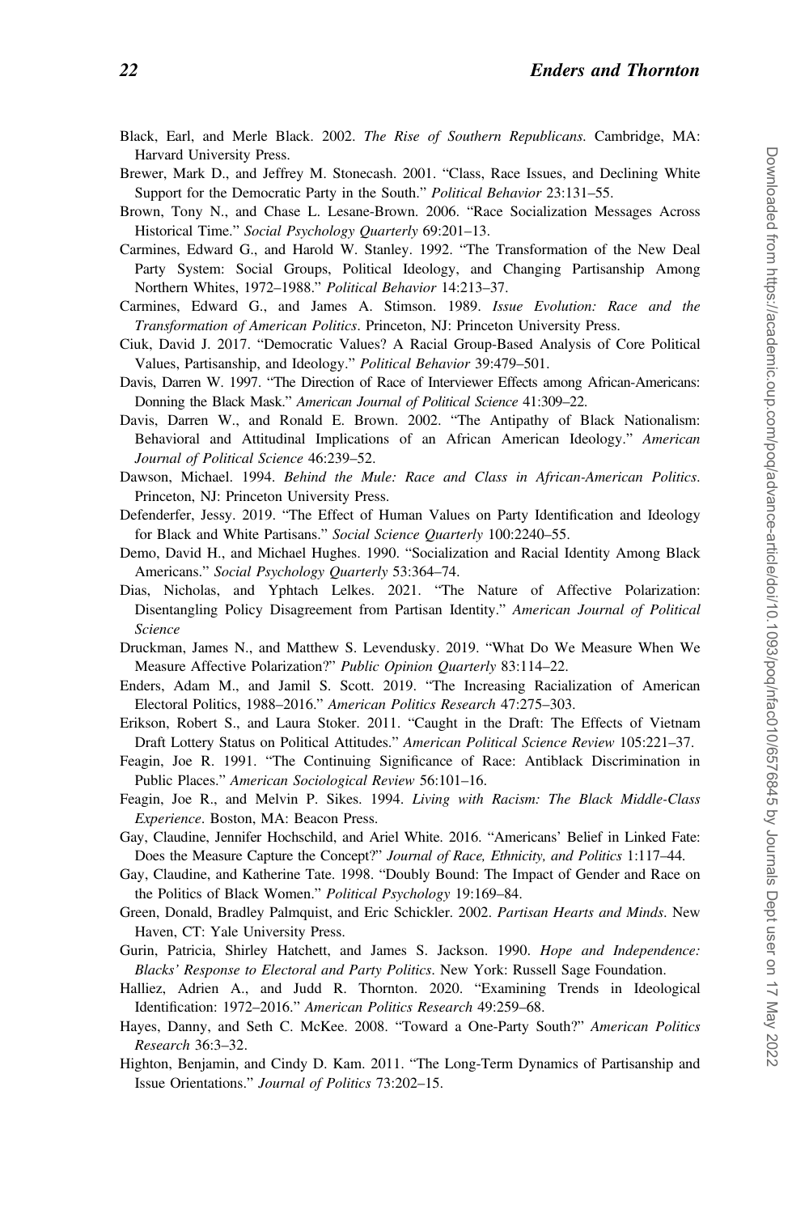Black, Earl, and Merle Black. 2002. *The Rise of Southern Republicans*. Cambridge, MA: Harvard University Press.

Brewer, Mark D., and Jeffrey M. Stonecash. 2001. "Class, Race Issues, and Declining White Support for the Democratic Party in the South." *Political Behavior* 23:131–55.

Brown, Tony N., and Chase L. Lesane-Brown. 2006. "Race Socialization Messages Across Historical Time." *Social Psychology Quarterly* 69:201–13.

Carmines, Edward G., and Harold W. Stanley. 1992. "The Transformation of the New Deal Party System: Social Groups, Political Ideology, and Changing Partisanship Among Northern Whites, 1972–1988." *Political Behavior* 14:213–37.

Carmines, Edward G., and James A. Stimson. 1989. *Issue Evolution: Race and the Transformation of American Politics*. Princeton, NJ: Princeton University Press.

Ciuk, David J. 2017. "Democratic Values? A Racial Group-Based Analysis of Core Political Values, Partisanship, and Ideology." *Political Behavior* 39:479–501.

Davis, Darren W. 1997. "The Direction of Race of Interviewer Effects among African-Americans: Donning the Black Mask." *American Journal of Political Science* 41:309–22.

Davis, Darren W., and Ronald E. Brown. 2002. "The Antipathy of Black Nationalism: Behavioral and Attitudinal Implications of an African American Ideology." *American Journal of Political Science* 46:239–52.

Dawson, Michael. 1994. *Behind the Mule: Race and Class in African-American Politics*. Princeton, NJ: Princeton University Press.

Defenderfer, Jessy. 2019. "The Effect of Human Values on Party Identification and Ideology for Black and White Partisans." *Social Science Quarterly* 100:2240–55.

Demo, David H., and Michael Hughes. 1990. "Socialization and Racial Identity Among Black Americans." *Social Psychology Quarterly* 53:364–74.

Dias, Nicholas, and Yphtach Lelkes. 2021. "The Nature of Affective Polarization: Disentangling Policy Disagreement from Partisan Identity." *American Journal of Political Science*

Druckman, James N., and Matthew S. Levendusky. 2019. "What Do We Measure When We Measure Affective Polarization?" *Public Opinion Quarterly* 83:114–22.

Enders, Adam M., and Jamil S. Scott. 2019. "The Increasing Racialization of American Electoral Politics, 1988–2016." *American Politics Research* 47:275–303.

Erikson, Robert S., and Laura Stoker. 2011. "Caught in the Draft: The Effects of Vietnam Draft Lottery Status on Political Attitudes." *American Political Science Review* 105:221–37.

Feagin, Joe R. 1991. "The Continuing Significance of Race: Antiblack Discrimination in Public Places." *American Sociological Review* 56:101–16.

Feagin, Joe R., and Melvin P. Sikes. 1994. *Living with Racism: The Black Middle-Class Experience*. Boston, MA: Beacon Press.

Gay, Claudine, Jennifer Hochschild, and Ariel White. 2016. "Americans' Belief in Linked Fate: Does the Measure Capture the Concept?" *Journal of Race, Ethnicity, and Politics* 1:117–44.

Gay, Claudine, and Katherine Tate. 1998. "Doubly Bound: The Impact of Gender and Race on the Politics of Black Women." *Political Psychology* 19:169–84.

Green, Donald, Bradley Palmquist, and Eric Schickler. 2002. *Partisan Hearts and Minds*. New Haven, CT: Yale University Press.

Gurin, Patricia, Shirley Hatchett, and James S. Jackson. 1990. *Hope and Independence: Blacks' Response to Electoral and Party Politics*. New York: Russell Sage Foundation.

Halliez, Adrien A., and Judd R. Thornton. 2020. "Examining Trends in Ideological Identification: 1972–2016." *American Politics Research* 49:259–68.

Hayes, Danny, and Seth C. McKee. 2008. "Toward a One-Party South?" *American Politics Research* 36:3–32.

Highton, Benjamin, and Cindy D. Kam. 2011. "The Long-Term Dynamics of Partisanship and Issue Orientations." *Journal of Politics* 73:202–15.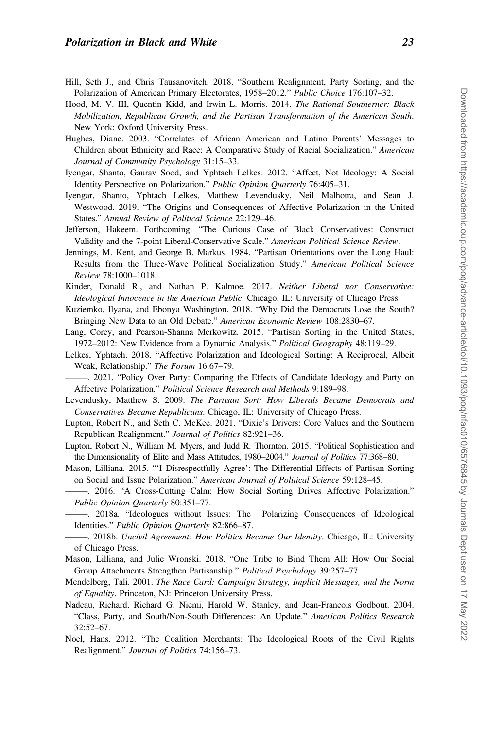Hill, Seth J., and Chris Tausanovitch. 2018. "Southern Realignment, Party Sorting, and the Polarization of American Primary Electorates, 1958–2012." *Public Choice* 176:107–32.

Hood, M. V. III, Quentin Kidd, and Irwin L. Morris. 2014. *The Rational Southerner: Black Mobilization, Republican Growth, and the Partisan Transformation of the American South*. New York: Oxford University Press.

Hughes, Diane. 2003. "Correlates of African American and Latino Parents' Messages to Children about Ethnicity and Race: A Comparative Study of Racial Socialization." *American Journal of Community Psychology* 31:15–33.

Iyengar, Shanto, Gaurav Sood, and Yphtach Lelkes. 2012. "Affect, Not Ideology: A Social Identity Perspective on Polarization." *Public Opinion Quarterly* 76:405–31.

Iyengar, Shanto, Yphtach Lelkes, Matthew Levendusky, Neil Malhotra, and Sean J. Westwood. 2019. "The Origins and Consequences of Affective Polarization in the United States." *Annual Review of Political Science* 22:129–46.

Jefferson, Hakeem. Forthcoming. "The Curious Case of Black Conservatives: Construct Validity and the 7-point Liberal-Conservative Scale." *American Political Science Review*.

Jennings, M. Kent, and George B. Markus. 1984. "Partisan Orientations over the Long Haul: Results from the Three-Wave Political Socialization Study." *American Political Science Review* 78:1000–1018.

Kinder, Donald R., and Nathan P. Kalmoe. 2017. *Neither Liberal nor Conservative: Ideological Innocence in the American Public*. Chicago, IL: University of Chicago Press.

Kuziemko, Ilyana, and Ebonya Washington. 2018. "Why Did the Democrats Lose the South? Bringing New Data to an Old Debate." *American Economic Review* 108:2830–67.

Lang, Corey, and Pearson-Shanna Merkowitz. 2015. "Partisan Sorting in the United States, 1972–2012: New Evidence from a Dynamic Analysis." *Political Geography* 48:119–29.

Lelkes, Yphtach. 2018. "Affective Polarization and Ideological Sorting: A Reciprocal, Albeit Weak, Relationship." *The Forum* 16:67–79.

———. 2021. "Policy Over Party: Comparing the Effects of Candidate Ideology and Party on Affective Polarization." *Political Science Research and Methods* 9:189–98.

Levendusky, Matthew S. 2009. *The Partisan Sort: How Liberals Became Democrats and Conservatives Became Republicans*. Chicago, IL: University of Chicago Press.

Lupton, Robert N., and Seth C. McKee. 2021. "Dixie's Drivers: Core Values and the Southern Republican Realignment." *Journal of Politics* 82:921–36.

Lupton, Robert N., William M. Myers, and Judd R. Thornton. 2015. "Political Sophistication and the Dimensionality of Elite and Mass Attitudes, 1980–2004." *Journal of Politics* 77:368–80.

Mason, Lilliana. 2015. "'I Disrespectfully Agree': The Differential Effects of Partisan Sorting on Social and Issue Polarization." *American Journal of Political Science* 59:128–45.

———. 2016. "A Cross-Cutting Calm: How Social Sorting Drives Affective Polarization." *Public Opinion Quarterly* 80:351–77.

———. 2018a. "Ideologues without Issues: The Polarizing Consequences of Ideological Identities." *Public Opinion Quarterly* 82:866–87.

———. 2018b. *Uncivil Agreement: How Politics Became Our Identity*. Chicago, IL: University of Chicago Press.

Mason, Lilliana, and Julie Wronski. 2018. "One Tribe to Bind Them All: How Our Social Group Attachments Strengthen Partisanship." *Political Psychology* 39:257–77.

Mendelberg, Tali. 2001. *The Race Card: Campaign Strategy, Implicit Messages, and the Norm of Equality*. Princeton, NJ: Princeton University Press.

Nadeau, Richard, Richard G. Niemi, Harold W. Stanley, and Jean-Francois Godbout. 2004. "Class, Party, and South/Non-South Differences: An Update." *American Politics Research* 32:52–67.

Noel, Hans. 2012. "The Coalition Merchants: The Ideological Roots of the Civil Rights Realignment." *Journal of Politics* 74:156–73.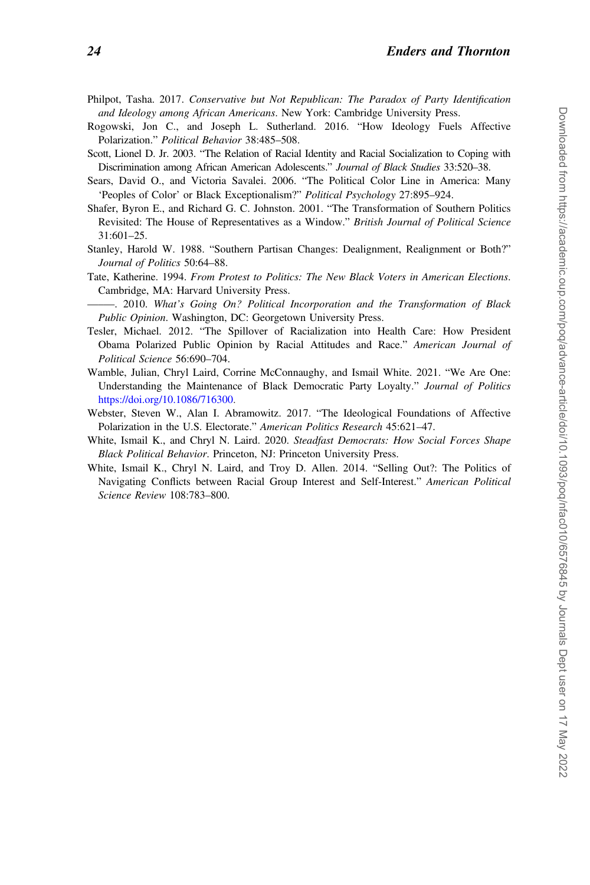Philpot, Tasha. 2017. *Conservative but Not Republican: The Paradox of Party Identification and Ideology among African Americans*. New York: Cambridge University Press.

Rogowski, Jon C., and Joseph L. Sutherland. 2016. "How Ideology Fuels Affective Polarization." *Political Behavior* 38:485–508.

Scott, Lionel D. Jr. 2003. "The Relation of Racial Identity and Racial Socialization to Coping with Discrimination among African American Adolescents." *Journal of Black Studies* 33:520–38.

Sears, David O., and Victoria Savalei. 2006. "The Political Color Line in America: Many 'Peoples of Color' or Black Exceptionalism?" *Political Psychology* 27:895–924.

Shafer, Byron E., and Richard G. C. Johnston. 2001. "The Transformation of Southern Politics Revisited: The House of Representatives as a Window." *British Journal of Political Science* 31:601–25.

Stanley, Harold W. 1988. "Southern Partisan Changes: Dealignment, Realignment or Both?" *Journal of Politics* 50:64–88.

Tate, Katherine. 1994. *From Protest to Politics: The New Black Voters in American Elections*. Cambridge, MA: Harvard University Press.

———. 2010. *What's Going On? Political Incorporation and the Transformation of Black Public Opinion*. Washington, DC: Georgetown University Press.

Tesler, Michael. 2012. "The Spillover of Racialization into Health Care: How President Obama Polarized Public Opinion by Racial Attitudes and Race." *American Journal of Political Science* 56:690–704.

Wamble, Julian, Chryl Laird, Corrine McConnaughy, and Ismail White. 2021. "We Are One: Understanding the Maintenance of Black Democratic Party Loyalty." *Journal of Politics* https://doi.org/10.1086/716300.

Webster, Steven W., Alan I. Abramowitz. 2017. "The Ideological Foundations of Affective Polarization in the U.S. Electorate." *American Politics Research* 45:621–47.

White, Ismail K., and Chryl N. Laird. 2020. *Steadfast Democrats: How Social Forces Shape Black Political Behavior*. Princeton, NJ: Princeton University Press.

White, Ismail K., Chryl N. Laird, and Troy D. Allen. 2014. "Selling Out?: The Politics of Navigating Conflicts between Racial Group Interest and Self-Interest." *American Political Science Review* 108:783–800.